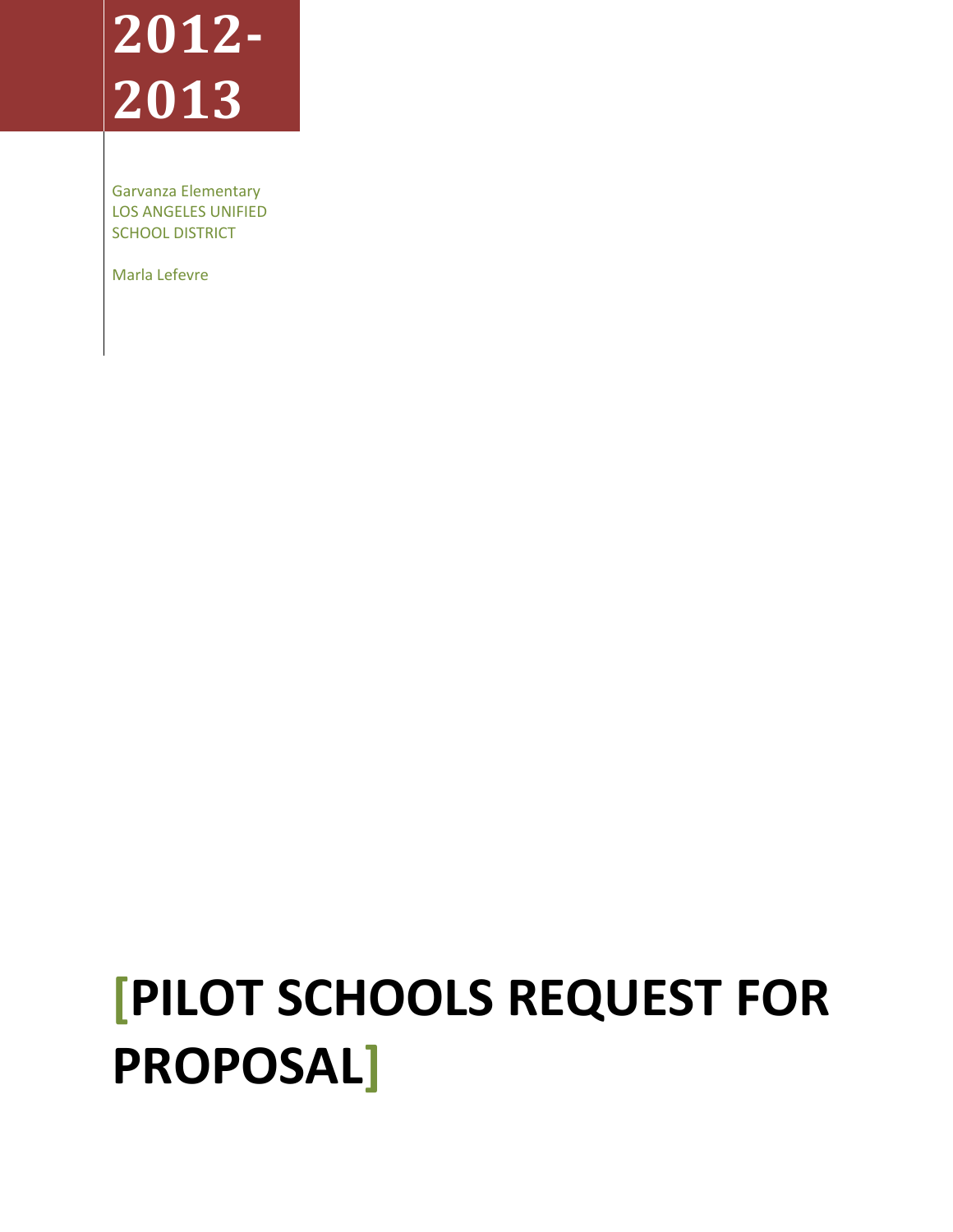# 2012-2013

Garvanza Elementary
LOS ANGELES UNIFIED SCHOOL DISTRICT

Marla Lefevre

# [PILOT SCHOOLS REQUEST FOR PROPOSAL]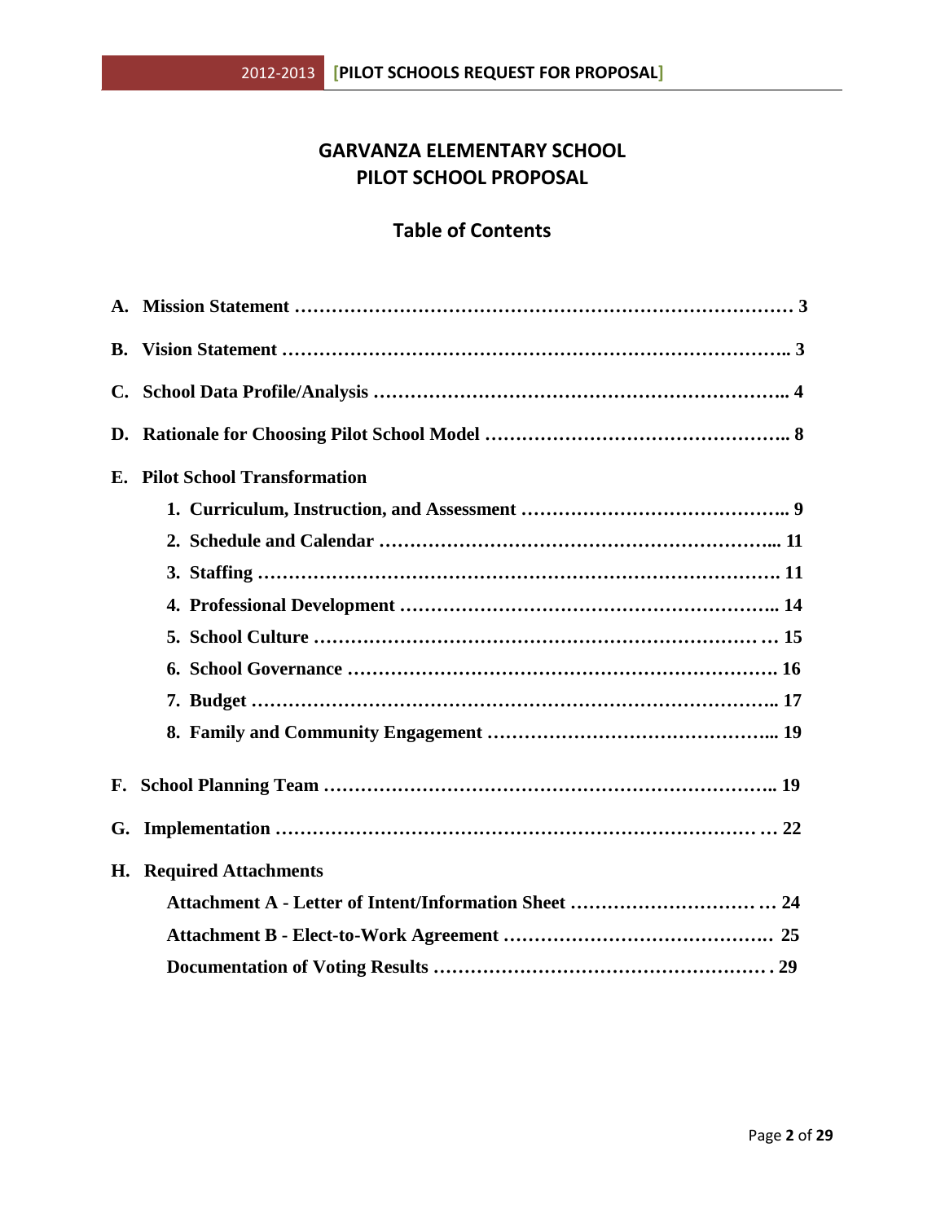# GARVANZA ELEMENTARY SCHOOL
# PILOT SCHOOL PROPOSAL

## Table of Contents

**A. Mission Statement ……………………………………………………………………… 3**

**B. Vision Statement ……………………………………………………………………….. 3**

**C. School Data Profile/Analysis ………………………………………………………….. 4**

**D. Rationale for Choosing Pilot School Model ………………………………………….. 8**

**E. Pilot School Transformation**

1. **Curriculum, Instruction, and Assessment …………………………………….. 9**
2. **Schedule and Calendar …………………………………………………………... 11**
3. **Staffing …………………………………………………………………………. 11**
4. **Professional Development …………………………………………………….. 14**
5. **School Culture ………………………………………………………………… 15**
6. **School Governance ……………………………………………………………. 16**
7. **Budget ………………………………………………………………………….. 17**
8. **Family and Community Engagement ………………………………………... 19**

**F. School Planning Team ………………………………………………………………... 19**

**G. Implementation ……………………………………………………………………… 22**

**H. Required Attachments**

**Attachment A - Letter of Intent/Information Sheet …………………………… 24**

**Attachment B - Elect-to-Work Agreement ………………………………………. 25**

**Documentation of Voting Results ……………………………………………… 29**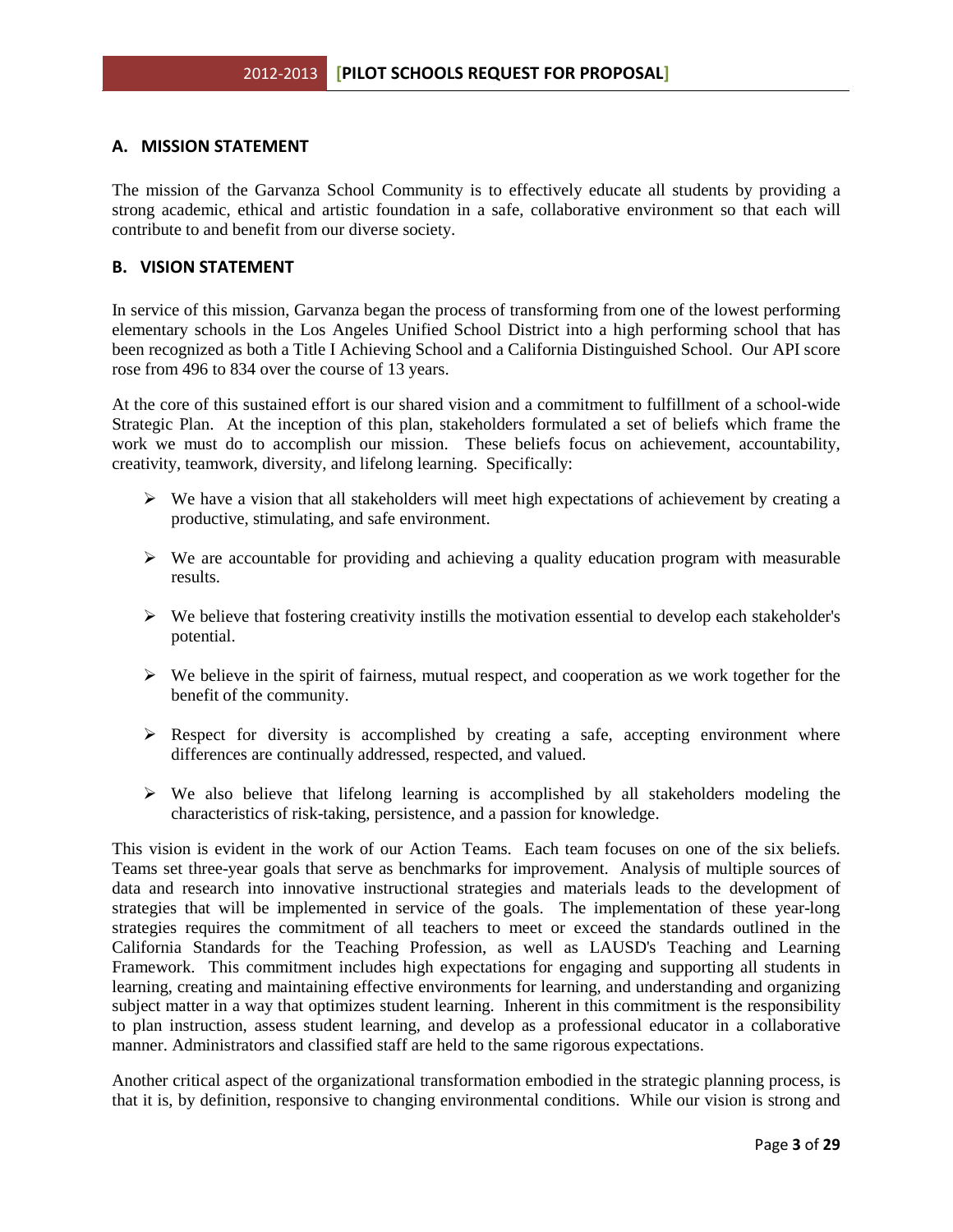## A. MISSION STATEMENT

The mission of the Garvanza School Community is to effectively educate all students by providing a strong academic, ethical and artistic foundation in a safe, collaborative environment so that each will contribute to and benefit from our diverse society.

## B. VISION STATEMENT

In service of this mission, Garvanza began the process of transforming from one of the lowest performing elementary schools in the Los Angeles Unified School District into a high performing school that has been recognized as both a Title I Achieving School and a California Distinguished School. Our API score rose from 496 to 834 over the course of 13 years.

At the core of this sustained effort is our shared vision and a commitment to fulfillment of a school-wide Strategic Plan. At the inception of this plan, stakeholders formulated a set of beliefs which frame the work we must do to accomplish our mission. These beliefs focus on achievement, accountability, creativity, teamwork, diversity, and lifelong learning. Specifically:

- We have a vision that all stakeholders will meet high expectations of achievement by creating a productive, stimulating, and safe environment.
- We are accountable for providing and achieving a quality education program with measurable results.
- We believe that fostering creativity instills the motivation essential to develop each stakeholder's potential.
- We believe in the spirit of fairness, mutual respect, and cooperation as we work together for the benefit of the community.
- Respect for diversity is accomplished by creating a safe, accepting environment where differences are continually addressed, respected, and valued.
- We also believe that lifelong learning is accomplished by all stakeholders modeling the characteristics of risk-taking, persistence, and a passion for knowledge.

This vision is evident in the work of our Action Teams. Each team focuses on one of the six beliefs. Teams set three-year goals that serve as benchmarks for improvement. Analysis of multiple sources of data and research into innovative instructional strategies and materials leads to the development of strategies that will be implemented in service of the goals. The implementation of these year-long strategies requires the commitment of all teachers to meet or exceed the standards outlined in the California Standards for the Teaching Profession, as well as LAUSD's Teaching and Learning Framework. This commitment includes high expectations for engaging and supporting all students in learning, creating and maintaining effective environments for learning, and understanding and organizing subject matter in a way that optimizes student learning. Inherent in this commitment is the responsibility to plan instruction, assess student learning, and develop as a professional educator in a collaborative manner. Administrators and classified staff are held to the same rigorous expectations.

Another critical aspect of the organizational transformation embodied in the strategic planning process, is that it is, by definition, responsive to changing environmental conditions. While our vision is strong and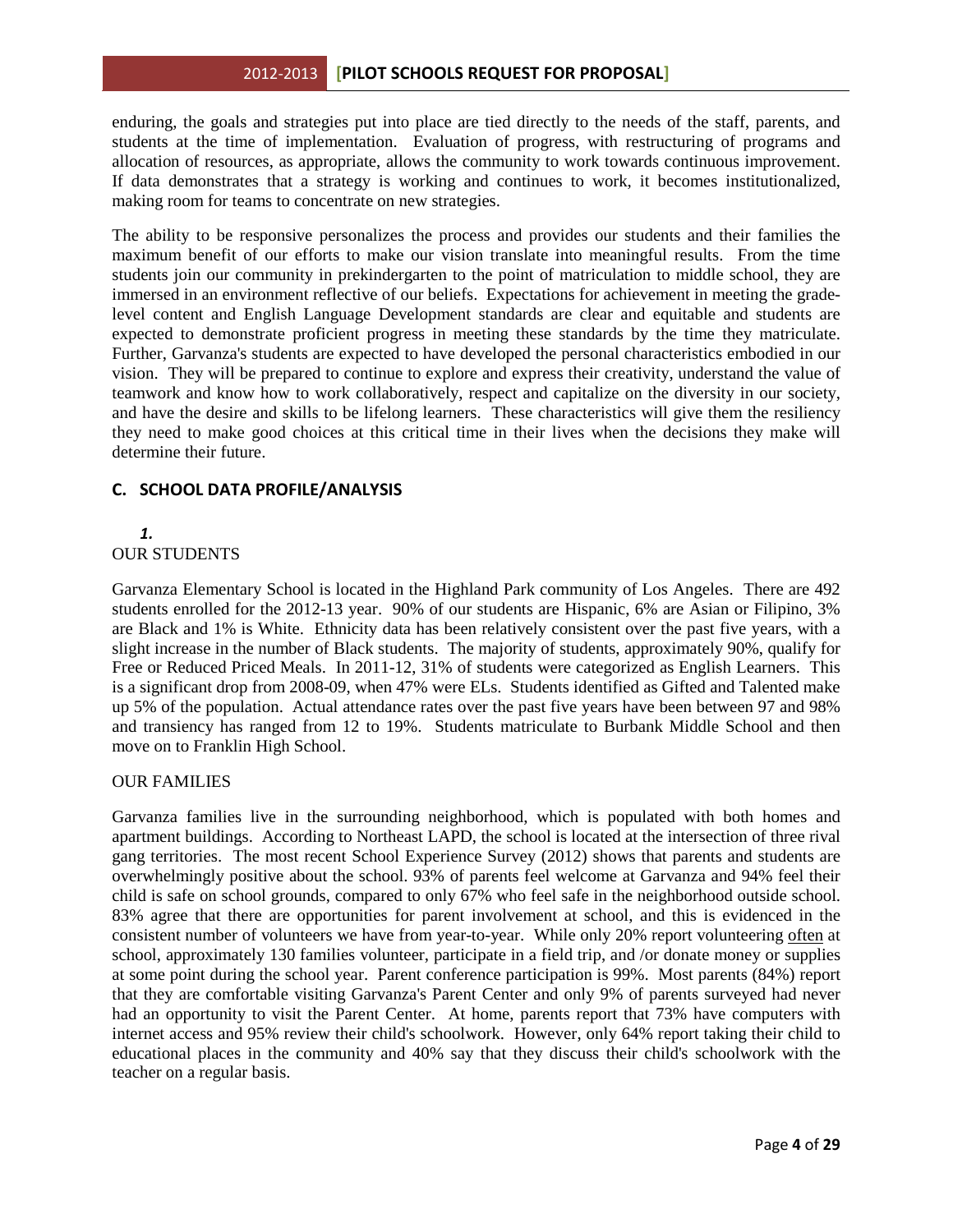enduring, the goals and strategies put into place are tied directly to the needs of the staff, parents, and students at the time of implementation. Evaluation of progress, with restructuring of programs and allocation of resources, as appropriate, allows the community to work towards continuous improvement. If data demonstrates that a strategy is working and continues to work, it becomes institutionalized, making room for teams to concentrate on new strategies.

The ability to be responsive personalizes the process and provides our students and their families the maximum benefit of our efforts to make our vision translate into meaningful results. From the time students join our community in prekindergarten to the point of matriculation to middle school, they are immersed in an environment reflective of our beliefs. Expectations for achievement in meeting the grade-level content and English Language Development standards are clear and equitable and students are expected to demonstrate proficient progress in meeting these standards by the time they matriculate. Further, Garvanza's students are expected to have developed the personal characteristics embodied in our vision. They will be prepared to continue to explore and express their creativity, understand the value of teamwork and know how to work collaboratively, respect and capitalize on the diversity in our society, and have the desire and skills to be lifelong learners. These characteristics will give them the resiliency they need to make good choices at this critical time in their lives when the decisions they make will determine their future.

## C. SCHOOL DATA PROFILE/ANALYSIS

*1.*

OUR STUDENTS

Garvanza Elementary School is located in the Highland Park community of Los Angeles. There are 492 students enrolled for the 2012-13 year. 90% of our students are Hispanic, 6% are Asian or Filipino, 3% are Black and 1% is White. Ethnicity data has been relatively consistent over the past five years, with a slight increase in the number of Black students. The majority of students, approximately 90%, qualify for Free or Reduced Priced Meals. In 2011-12, 31% of students were categorized as English Learners. This is a significant drop from 2008-09, when 47% were ELs. Students identified as Gifted and Talented make up 5% of the population. Actual attendance rates over the past five years have been between 97 and 98% and transiency has ranged from 12 to 19%. Students matriculate to Burbank Middle School and then move on to Franklin High School.

OUR FAMILIES

Garvanza families live in the surrounding neighborhood, which is populated with both homes and apartment buildings. According to Northeast LAPD, the school is located at the intersection of three rival gang territories. The most recent School Experience Survey (2012) shows that parents and students are overwhelmingly positive about the school. 93% of parents feel welcome at Garvanza and 94% feel their child is safe on school grounds, compared to only 67% who feel safe in the neighborhood outside school. 83% agree that there are opportunities for parent involvement at school, and this is evidenced in the consistent number of volunteers we have from year-to-year. While only 20% report volunteering often at school, approximately 130 families volunteer, participate in a field trip, and /or donate money or supplies at some point during the school year. Parent conference participation is 99%. Most parents (84%) report that they are comfortable visiting Garvanza's Parent Center and only 9% of parents surveyed had never had an opportunity to visit the Parent Center. At home, parents report that 73% have computers with internet access and 95% review their child's schoolwork. However, only 64% report taking their child to educational places in the community and 40% say that they discuss their child's schoolwork with the teacher on a regular basis.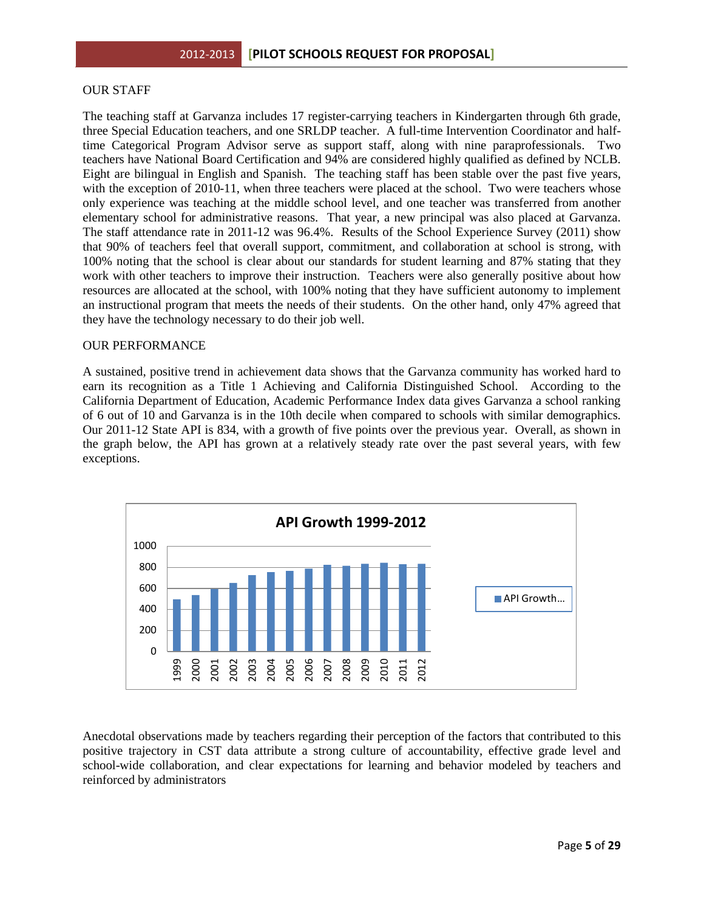OUR STAFF

The teaching staff at Garvanza includes 17 register-carrying teachers in Kindergarten through 6th grade, three Special Education teachers, and one SRLDP teacher. A full-time Intervention Coordinator and half-time Categorical Program Advisor serve as support staff, along with nine paraprofessionals. Two teachers have National Board Certification and 94% are considered highly qualified as defined by NCLB. Eight are bilingual in English and Spanish. The teaching staff has been stable over the past five years, with the exception of 2010-11, when three teachers were placed at the school. Two were teachers whose only experience was teaching at the middle school level, and one teacher was transferred from another elementary school for administrative reasons. That year, a new principal was also placed at Garvanza. The staff attendance rate in 2011-12 was 96.4%. Results of the School Experience Survey (2011) show that 90% of teachers feel that overall support, commitment, and collaboration at school is strong, with 100% noting that the school is clear about our standards for student learning and 87% stating that they work with other teachers to improve their instruction. Teachers were also generally positive about how resources are allocated at the school, with 100% noting that they have sufficient autonomy to implement an instructional program that meets the needs of their students. On the other hand, only 47% agreed that they have the technology necessary to do their job well.

OUR PERFORMANCE

A sustained, positive trend in achievement data shows that the Garvanza community has worked hard to earn its recognition as a Title 1 Achieving and California Distinguished School. According to the California Department of Education, Academic Performance Index data gives Garvanza a school ranking of 6 out of 10 and Garvanza is in the 10th decile when compared to schools with similar demographics. Our 2011-12 State API is 834, with a growth of five points over the previous year. Overall, as shown in the graph below, the API has grown at a relatively steady rate over the past several years, with few exceptions.

**API Growth 1999-2012**

(Bar chart: API Growth by year, 1999–2012; y-axis 0–1000)

Anecdotal observations made by teachers regarding their perception of the factors that contributed to this positive trajectory in CST data attribute a strong culture of accountability, effective grade level and school-wide collaboration, and clear expectations for learning and behavior modeled by teachers and reinforced by administrators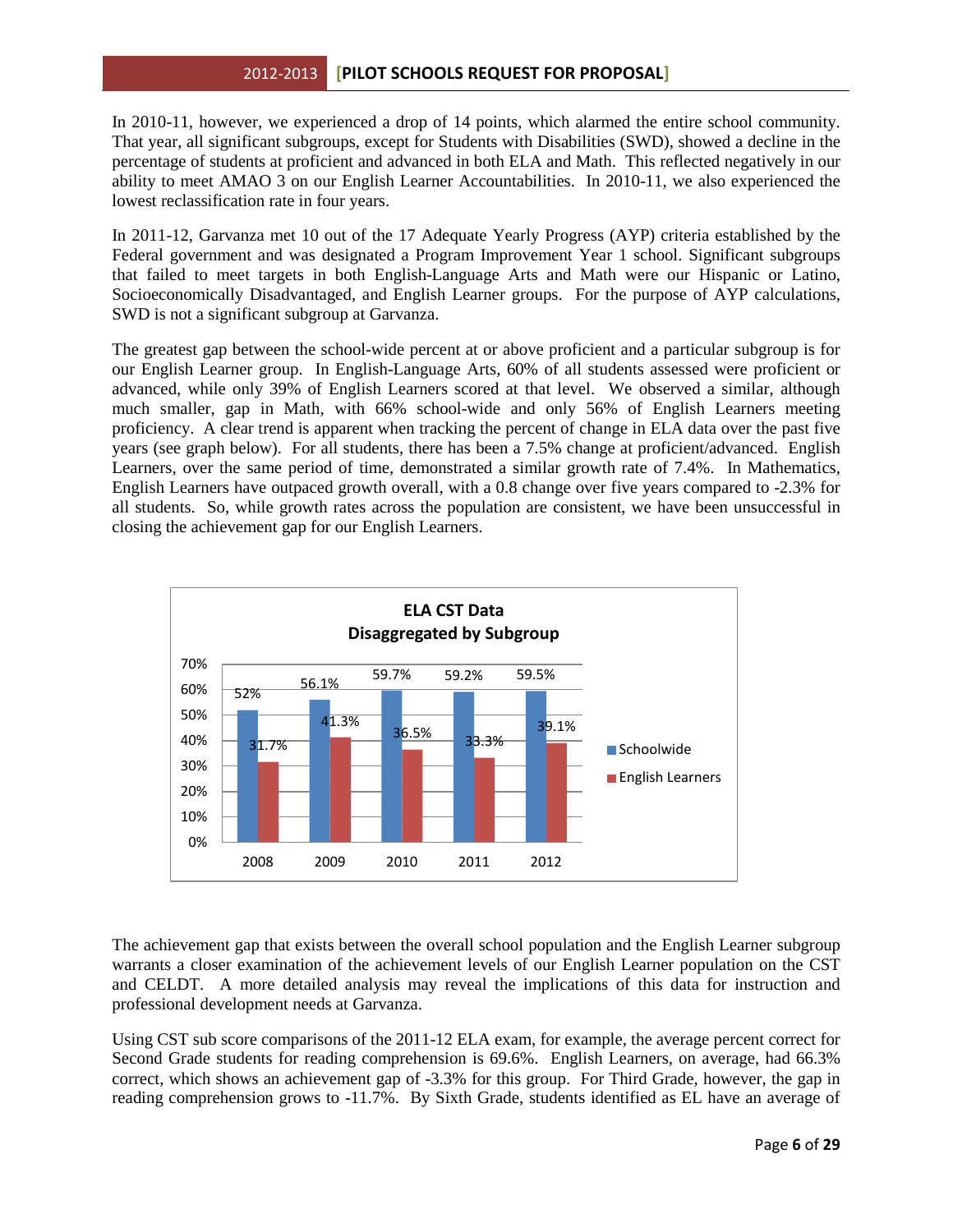In 2010-11, however, we experienced a drop of 14 points, which alarmed the entire school community. That year, all significant subgroups, except for Students with Disabilities (SWD), showed a decline in the percentage of students at proficient and advanced in both ELA and Math. This reflected negatively in our ability to meet AMAO 3 on our English Learner Accountabilities. In 2010-11, we also experienced the lowest reclassification rate in four years.

In 2011-12, Garvanza met 10 out of the 17 Adequate Yearly Progress (AYP) criteria established by the Federal government and was designated a Program Improvement Year 1 school. Significant subgroups that failed to meet targets in both English-Language Arts and Math were our Hispanic or Latino, Socioeconomically Disadvantaged, and English Learner groups. For the purpose of AYP calculations, SWD is not a significant subgroup at Garvanza.

The greatest gap between the school-wide percent at or above proficient and a particular subgroup is for our English Learner group. In English-Language Arts, 60% of all students assessed were proficient or advanced, while only 39% of English Learners scored at that level. We observed a similar, although much smaller, gap in Math, with 66% school-wide and only 56% of English Learners meeting proficiency. A clear trend is apparent when tracking the percent of change in ELA data over the past five years (see graph below). For all students, there has been a 7.5% change at proficient/advanced. English Learners, over the same period of time, demonstrated a similar growth rate of 7.4%. In Mathematics, English Learners have outpaced growth overall, with a 0.8 change over five years compared to -2.3% for all students. So, while growth rates across the population are consistent, we have been unsuccessful in closing the achievement gap for our English Learners.

**ELA CST Data**
**Disaggregated by Subgroup**

| | 2008 | 2009 | 2010 | 2011 | 2012 |
|---|---|---|---|---|---|
| Schoolwide | 52% | 56.1% | 59.7% | 59.2% | 59.5% |
| English Learners | 31.7% | 41.3% | 36.5% | 33.3% | 39.1% |

The achievement gap that exists between the overall school population and the English Learner subgroup warrants a closer examination of the achievement levels of our English Learner population on the CST and CELDT. A more detailed analysis may reveal the implications of this data for instruction and professional development needs at Garvanza.

Using CST sub score comparisons of the 2011-12 ELA exam, for example, the average percent correct for Second Grade students for reading comprehension is 69.6%. English Learners, on average, had 66.3% correct, which shows an achievement gap of -3.3% for this group. For Third Grade, however, the gap in reading comprehension grows to -11.7%. By Sixth Grade, students identified as EL have an average of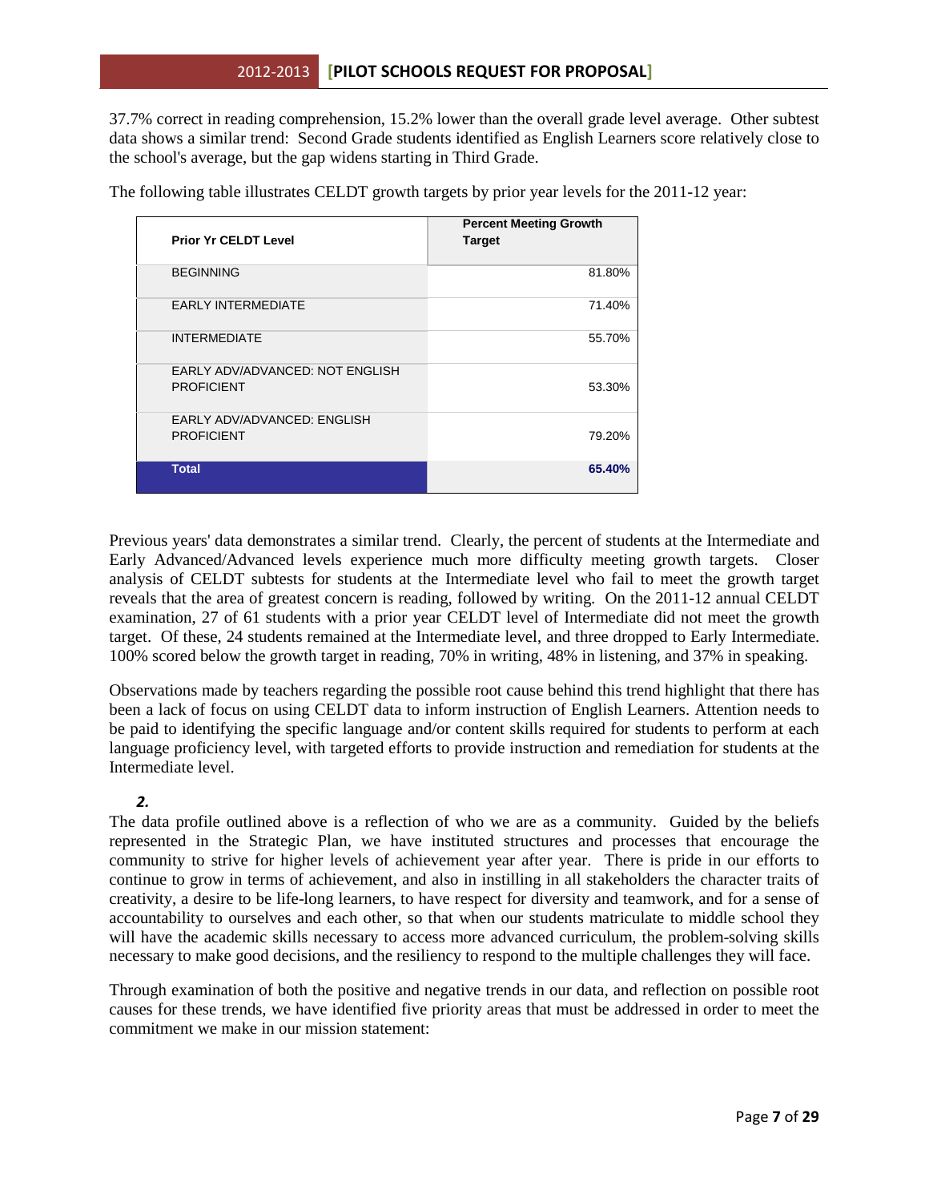37.7% correct in reading comprehension, 15.2% lower than the overall grade level average. Other subtest data shows a similar trend: Second Grade students identified as English Learners score relatively close to the school's average, but the gap widens starting in Third Grade.

The following table illustrates CELDT growth targets by prior year levels for the 2011-12 year:

| Prior Yr CELDT Level | Percent Meeting Growth Target |
|---|---|
| BEGINNING | 81.80% |
| EARLY INTERMEDIATE | 71.40% |
| INTERMEDIATE | 55.70% |
| EARLY ADV/ADVANCED: NOT ENGLISH PROFICIENT | 53.30% |
| EARLY ADV/ADVANCED: ENGLISH PROFICIENT | 79.20% |
| **Total** | **65.40%** |

Previous years' data demonstrates a similar trend. Clearly, the percent of students at the Intermediate and Early Advanced/Advanced levels experience much more difficulty meeting growth targets. Closer analysis of CELDT subtests for students at the Intermediate level who fail to meet the growth target reveals that the area of greatest concern is reading, followed by writing. On the 2011-12 annual CELDT examination, 27 of 61 students with a prior year CELDT level of Intermediate did not meet the growth target. Of these, 24 students remained at the Intermediate level, and three dropped to Early Intermediate. 100% scored below the growth target in reading, 70% in writing, 48% in listening, and 37% in speaking.

Observations made by teachers regarding the possible root cause behind this trend highlight that there has been a lack of focus on using CELDT data to inform instruction of English Learners. Attention needs to be paid to identifying the specific language and/or content skills required for students to perform at each language proficiency level, with targeted efforts to provide instruction and remediation for students at the Intermediate level.

***2.***

The data profile outlined above is a reflection of who we are as a community. Guided by the beliefs represented in the Strategic Plan, we have instituted structures and processes that encourage the community to strive for higher levels of achievement year after year. There is pride in our efforts to continue to grow in terms of achievement, and also in instilling in all stakeholders the character traits of creativity, a desire to be life-long learners, to have respect for diversity and teamwork, and for a sense of accountability to ourselves and each other, so that when our students matriculate to middle school they will have the academic skills necessary to access more advanced curriculum, the problem-solving skills necessary to make good decisions, and the resiliency to respond to the multiple challenges they will face.

Through examination of both the positive and negative trends in our data, and reflection on possible root causes for these trends, we have identified five priority areas that must be addressed in order to meet the commitment we make in our mission statement: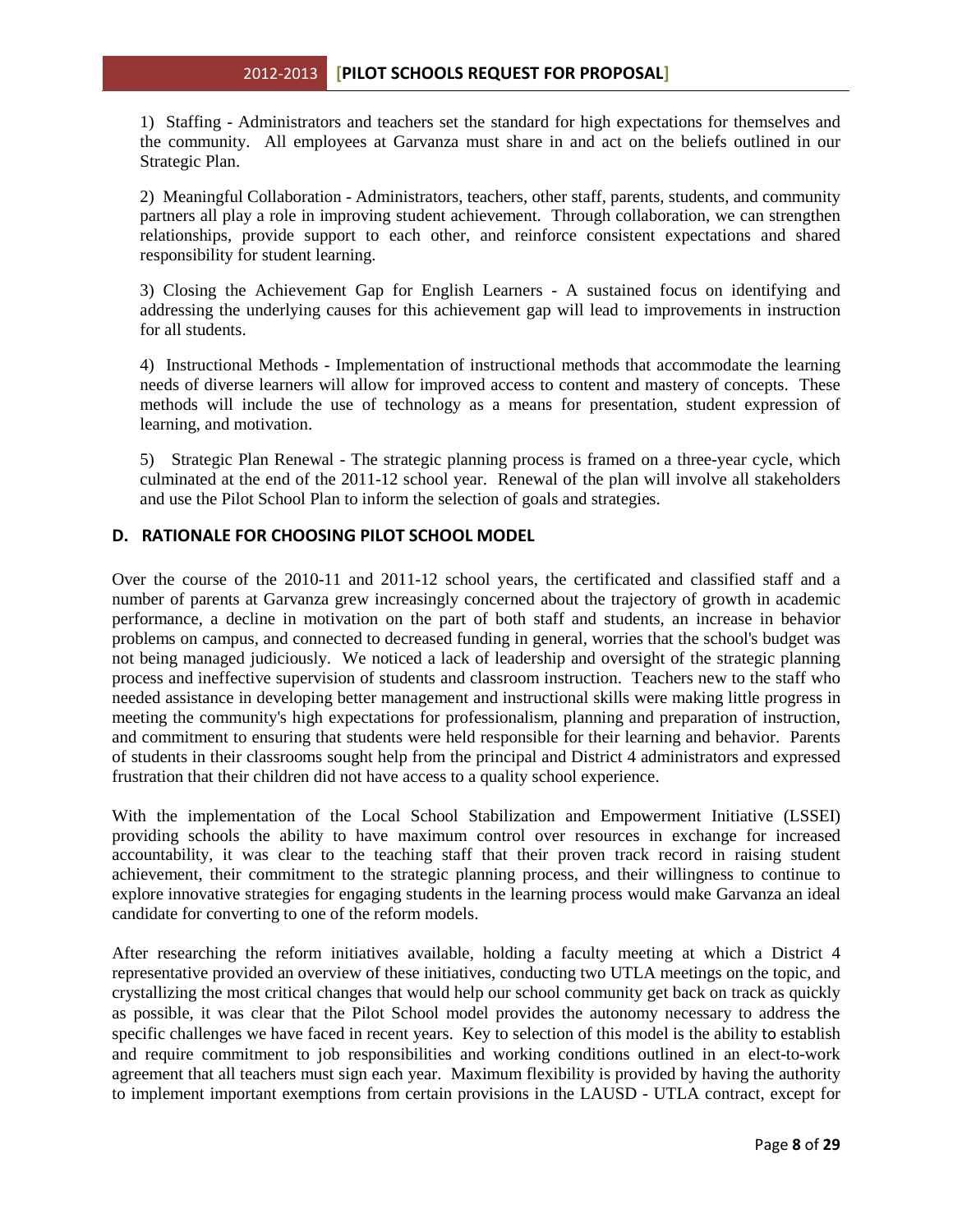1) Staffing - Administrators and teachers set the standard for high expectations for themselves and the community. All employees at Garvanza must share in and act on the beliefs outlined in our Strategic Plan.

2) Meaningful Collaboration - Administrators, teachers, other staff, parents, students, and community partners all play a role in improving student achievement. Through collaboration, we can strengthen relationships, provide support to each other, and reinforce consistent expectations and shared responsibility for student learning.

3) Closing the Achievement Gap for English Learners - A sustained focus on identifying and addressing the underlying causes for this achievement gap will lead to improvements in instruction for all students.

4) Instructional Methods - Implementation of instructional methods that accommodate the learning needs of diverse learners will allow for improved access to content and mastery of concepts. These methods will include the use of technology as a means for presentation, student expression of learning, and motivation.

5) Strategic Plan Renewal - The strategic planning process is framed on a three-year cycle, which culminated at the end of the 2011-12 school year. Renewal of the plan will involve all stakeholders and use the Pilot School Plan to inform the selection of goals and strategies.

## D. RATIONALE FOR CHOOSING PILOT SCHOOL MODEL

Over the course of the 2010-11 and 2011-12 school years, the certificated and classified staff and a number of parents at Garvanza grew increasingly concerned about the trajectory of growth in academic performance, a decline in motivation on the part of both staff and students, an increase in behavior problems on campus, and connected to decreased funding in general, worries that the school's budget was not being managed judiciously. We noticed a lack of leadership and oversight of the strategic planning process and ineffective supervision of students and classroom instruction. Teachers new to the staff who needed assistance in developing better management and instructional skills were making little progress in meeting the community's high expectations for professionalism, planning and preparation of instruction, and commitment to ensuring that students were held responsible for their learning and behavior. Parents of students in their classrooms sought help from the principal and District 4 administrators and expressed frustration that their children did not have access to a quality school experience.

With the implementation of the Local School Stabilization and Empowerment Initiative (LSSEI) providing schools the ability to have maximum control over resources in exchange for increased accountability, it was clear to the teaching staff that their proven track record in raising student achievement, their commitment to the strategic planning process, and their willingness to continue to explore innovative strategies for engaging students in the learning process would make Garvanza an ideal candidate for converting to one of the reform models.

After researching the reform initiatives available, holding a faculty meeting at which a District 4 representative provided an overview of these initiatives, conducting two UTLA meetings on the topic, and crystallizing the most critical changes that would help our school community get back on track as quickly as possible, it was clear that the Pilot School model provides the autonomy necessary to address the specific challenges we have faced in recent years. Key to selection of this model is the ability to establish and require commitment to job responsibilities and working conditions outlined in an elect-to-work agreement that all teachers must sign each year. Maximum flexibility is provided by having the authority to implement important exemptions from certain provisions in the LAUSD - UTLA contract, except for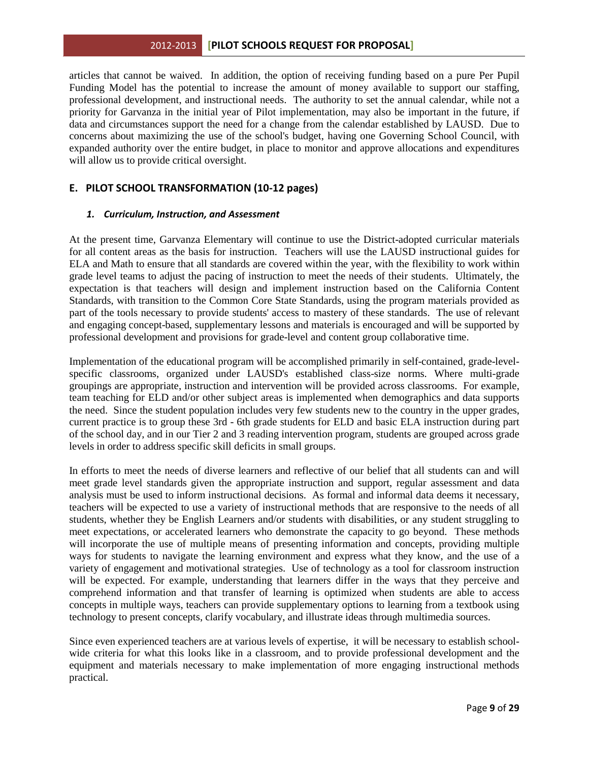articles that cannot be waived. In addition, the option of receiving funding based on a pure Per Pupil Funding Model has the potential to increase the amount of money available to support our staffing, professional development, and instructional needs. The authority to set the annual calendar, while not a priority for Garvanza in the initial year of Pilot implementation, may also be important in the future, if data and circumstances support the need for a change from the calendar established by LAUSD. Due to concerns about maximizing the use of the school's budget, having one Governing School Council, with expanded authority over the entire budget, in place to monitor and approve allocations and expenditures will allow us to provide critical oversight.

## E. PILOT SCHOOL TRANSFORMATION (10-12 pages)

### *1. Curriculum, Instruction, and Assessment*

At the present time, Garvanza Elementary will continue to use the District-adopted curricular materials for all content areas as the basis for instruction. Teachers will use the LAUSD instructional guides for ELA and Math to ensure that all standards are covered within the year, with the flexibility to work within grade level teams to adjust the pacing of instruction to meet the needs of their students. Ultimately, the expectation is that teachers will design and implement instruction based on the California Content Standards, with transition to the Common Core State Standards, using the program materials provided as part of the tools necessary to provide students' access to mastery of these standards. The use of relevant and engaging concept-based, supplementary lessons and materials is encouraged and will be supported by professional development and provisions for grade-level and content group collaborative time.

Implementation of the educational program will be accomplished primarily in self-contained, grade-level-specific classrooms, organized under LAUSD's established class-size norms. Where multi-grade groupings are appropriate, instruction and intervention will be provided across classrooms. For example, team teaching for ELD and/or other subject areas is implemented when demographics and data supports the need. Since the student population includes very few students new to the country in the upper grades, current practice is to group these 3rd - 6th grade students for ELD and basic ELA instruction during part of the school day, and in our Tier 2 and 3 reading intervention program, students are grouped across grade levels in order to address specific skill deficits in small groups.

In efforts to meet the needs of diverse learners and reflective of our belief that all students can and will meet grade level standards given the appropriate instruction and support, regular assessment and data analysis must be used to inform instructional decisions. As formal and informal data deems it necessary, teachers will be expected to use a variety of instructional methods that are responsive to the needs of all students, whether they be English Learners and/or students with disabilities, or any student struggling to meet expectations, or accelerated learners who demonstrate the capacity to go beyond. These methods will incorporate the use of multiple means of presenting information and concepts, providing multiple ways for students to navigate the learning environment and express what they know, and the use of a variety of engagement and motivational strategies. Use of technology as a tool for classroom instruction will be expected. For example, understanding that learners differ in the ways that they perceive and comprehend information and that transfer of learning is optimized when students are able to access concepts in multiple ways, teachers can provide supplementary options to learning from a textbook using technology to present concepts, clarify vocabulary, and illustrate ideas through multimedia sources.

Since even experienced teachers are at various levels of expertise, it will be necessary to establish school-wide criteria for what this looks like in a classroom, and to provide professional development and the equipment and materials necessary to make implementation of more engaging instructional methods practical.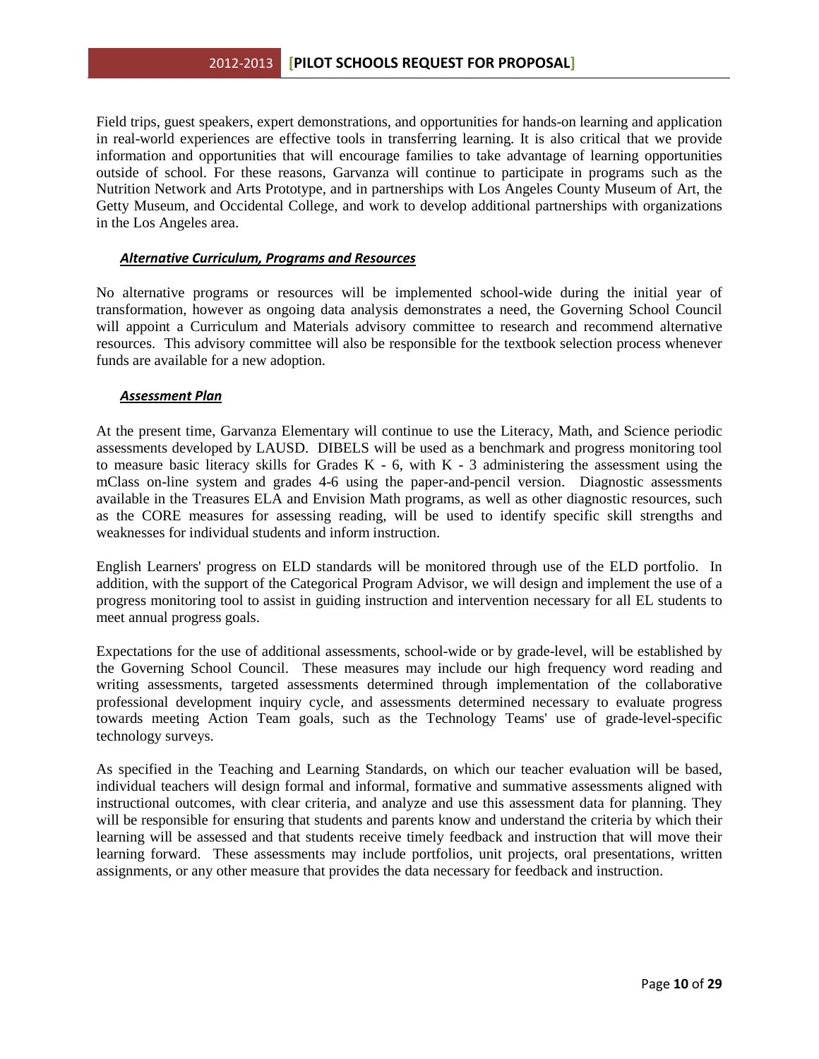Field trips, guest speakers, expert demonstrations, and opportunities for hands-on learning and application in real-world experiences are effective tools in transferring learning. It is also critical that we provide information and opportunities that will encourage families to take advantage of learning opportunities outside of school. For these reasons, Garvanza will continue to participate in programs such as the Nutrition Network and Arts Prototype, and in partnerships with Los Angeles County Museum of Art, the Getty Museum, and Occidental College, and work to develop additional partnerships with organizations in the Los Angeles area.

### ***Alternative Curriculum, Programs and Resources***

No alternative programs or resources will be implemented school-wide during the initial year of transformation, however as ongoing data analysis demonstrates a need, the Governing School Council will appoint a Curriculum and Materials advisory committee to research and recommend alternative resources. This advisory committee will also be responsible for the textbook selection process whenever funds are available for a new adoption.

### ***Assessment Plan***

At the present time, Garvanza Elementary will continue to use the Literacy, Math, and Science periodic assessments developed by LAUSD. DIBELS will be used as a benchmark and progress monitoring tool to measure basic literacy skills for Grades K - 6, with K - 3 administering the assessment using the mClass on-line system and grades 4-6 using the paper-and-pencil version. Diagnostic assessments available in the Treasures ELA and Envision Math programs, as well as other diagnostic resources, such as the CORE measures for assessing reading, will be used to identify specific skill strengths and weaknesses for individual students and inform instruction.

English Learners' progress on ELD standards will be monitored through use of the ELD portfolio. In addition, with the support of the Categorical Program Advisor, we will design and implement the use of a progress monitoring tool to assist in guiding instruction and intervention necessary for all EL students to meet annual progress goals.

Expectations for the use of additional assessments, school-wide or by grade-level, will be established by the Governing School Council. These measures may include our high frequency word reading and writing assessments, targeted assessments determined through implementation of the collaborative professional development inquiry cycle, and assessments determined necessary to evaluate progress towards meeting Action Team goals, such as the Technology Teams' use of grade-level-specific technology surveys.

As specified in the Teaching and Learning Standards, on which our teacher evaluation will be based, individual teachers will design formal and informal, formative and summative assessments aligned with instructional outcomes, with clear criteria, and analyze and use this assessment data for planning. They will be responsible for ensuring that students and parents know and understand the criteria by which their learning will be assessed and that students receive timely feedback and instruction that will move their learning forward. These assessments may include portfolios, unit projects, oral presentations, written assignments, or any other measure that provides the data necessary for feedback and instruction.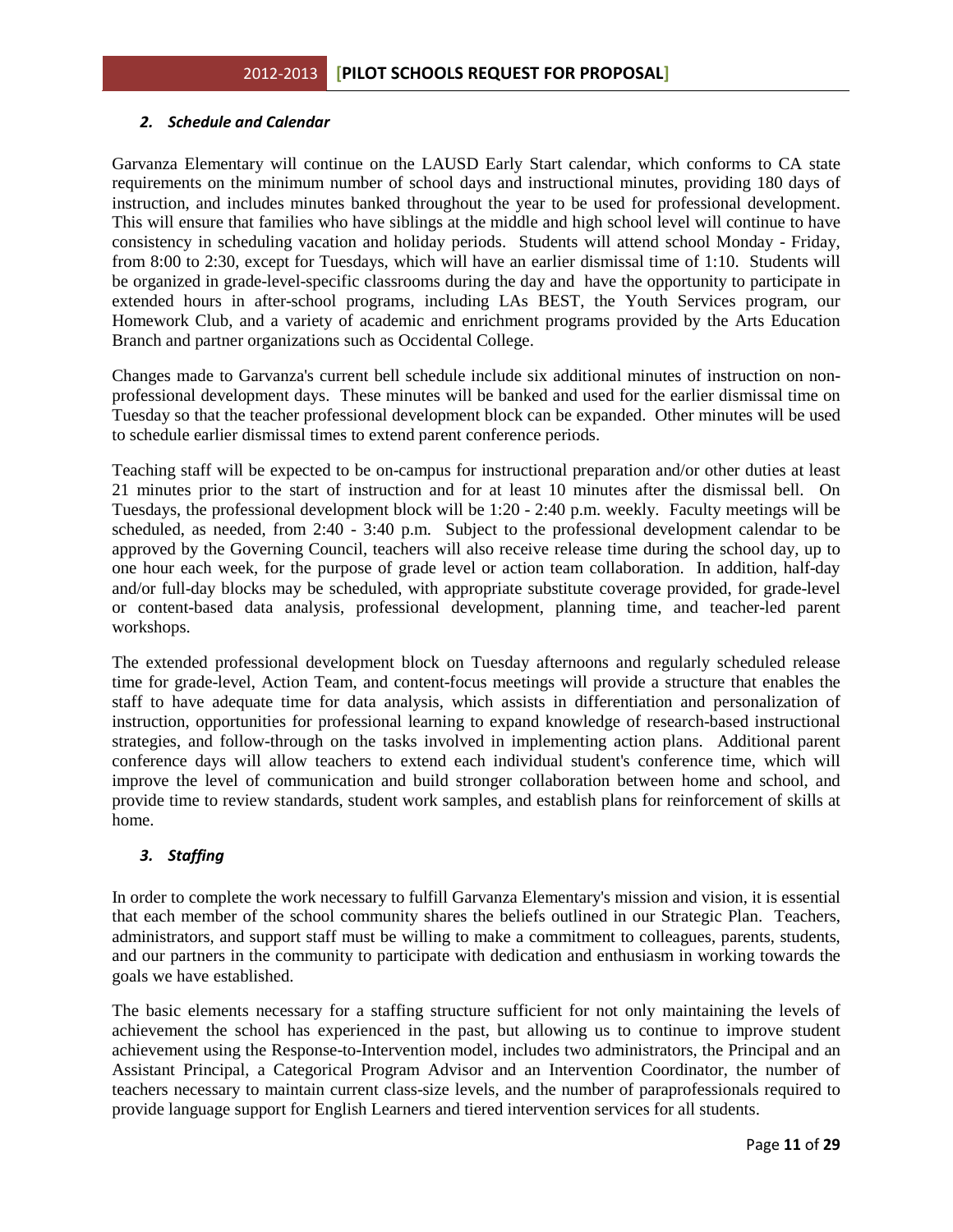### *2. Schedule and Calendar*

Garvanza Elementary will continue on the LAUSD Early Start calendar, which conforms to CA state requirements on the minimum number of school days and instructional minutes, providing 180 days of instruction, and includes minutes banked throughout the year to be used for professional development. This will ensure that families who have siblings at the middle and high school level will continue to have consistency in scheduling vacation and holiday periods. Students will attend school Monday - Friday, from 8:00 to 2:30, except for Tuesdays, which will have an earlier dismissal time of 1:10. Students will be organized in grade-level-specific classrooms during the day and have the opportunity to participate in extended hours in after-school programs, including LAs BEST, the Youth Services program, our Homework Club, and a variety of academic and enrichment programs provided by the Arts Education Branch and partner organizations such as Occidental College.

Changes made to Garvanza's current bell schedule include six additional minutes of instruction on non-professional development days. These minutes will be banked and used for the earlier dismissal time on Tuesday so that the teacher professional development block can be expanded. Other minutes will be used to schedule earlier dismissal times to extend parent conference periods.

Teaching staff will be expected to be on-campus for instructional preparation and/or other duties at least 21 minutes prior to the start of instruction and for at least 10 minutes after the dismissal bell. On Tuesdays, the professional development block will be 1:20 - 2:40 p.m. weekly. Faculty meetings will be scheduled, as needed, from 2:40 - 3:40 p.m. Subject to the professional development calendar to be approved by the Governing Council, teachers will also receive release time during the school day, up to one hour each week, for the purpose of grade level or action team collaboration. In addition, half-day and/or full-day blocks may be scheduled, with appropriate substitute coverage provided, for grade-level or content-based data analysis, professional development, planning time, and teacher-led parent workshops.

The extended professional development block on Tuesday afternoons and regularly scheduled release time for grade-level, Action Team, and content-focus meetings will provide a structure that enables the staff to have adequate time for data analysis, which assists in differentiation and personalization of instruction, opportunities for professional learning to expand knowledge of research-based instructional strategies, and follow-through on the tasks involved in implementing action plans. Additional parent conference days will allow teachers to extend each individual student's conference time, which will improve the level of communication and build stronger collaboration between home and school, and provide time to review standards, student work samples, and establish plans for reinforcement of skills at home.

### *3. Staffing*

In order to complete the work necessary to fulfill Garvanza Elementary's mission and vision, it is essential that each member of the school community shares the beliefs outlined in our Strategic Plan. Teachers, administrators, and support staff must be willing to make a commitment to colleagues, parents, students, and our partners in the community to participate with dedication and enthusiasm in working towards the goals we have established.

The basic elements necessary for a staffing structure sufficient for not only maintaining the levels of achievement the school has experienced in the past, but allowing us to continue to improve student achievement using the Response-to-Intervention model, includes two administrators, the Principal and an Assistant Principal, a Categorical Program Advisor and an Intervention Coordinator, the number of teachers necessary to maintain current class-size levels, and the number of paraprofessionals required to provide language support for English Learners and tiered intervention services for all students.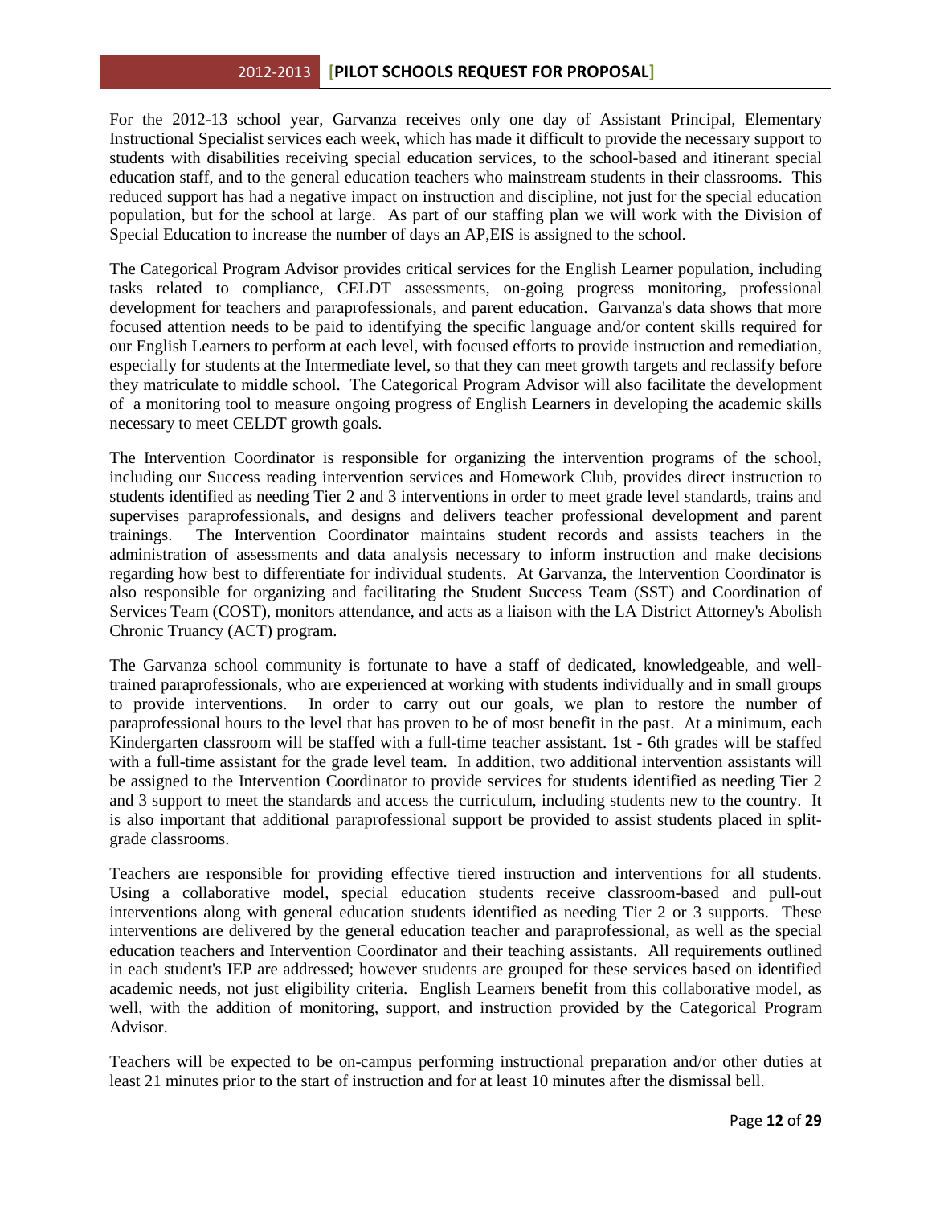For the 2012-13 school year, Garvanza receives only one day of Assistant Principal, Elementary Instructional Specialist services each week, which has made it difficult to provide the necessary support to students with disabilities receiving special education services, to the school-based and itinerant special education staff, and to the general education teachers who mainstream students in their classrooms. This reduced support has had a negative impact on instruction and discipline, not just for the special education population, but for the school at large. As part of our staffing plan we will work with the Division of Special Education to increase the number of days an AP,EIS is assigned to the school.

The Categorical Program Advisor provides critical services for the English Learner population, including tasks related to compliance, CELDT assessments, on-going progress monitoring, professional development for teachers and paraprofessionals, and parent education. Garvanza's data shows that more focused attention needs to be paid to identifying the specific language and/or content skills required for our English Learners to perform at each level, with focused efforts to provide instruction and remediation, especially for students at the Intermediate level, so that they can meet growth targets and reclassify before they matriculate to middle school. The Categorical Program Advisor will also facilitate the development of a monitoring tool to measure ongoing progress of English Learners in developing the academic skills necessary to meet CELDT growth goals.

The Intervention Coordinator is responsible for organizing the intervention programs of the school, including our Success reading intervention services and Homework Club, provides direct instruction to students identified as needing Tier 2 and 3 interventions in order to meet grade level standards, trains and supervises paraprofessionals, and designs and delivers teacher professional development and parent trainings. The Intervention Coordinator maintains student records and assists teachers in the administration of assessments and data analysis necessary to inform instruction and make decisions regarding how best to differentiate for individual students. At Garvanza, the Intervention Coordinator is also responsible for organizing and facilitating the Student Success Team (SST) and Coordination of Services Team (COST), monitors attendance, and acts as a liaison with the LA District Attorney's Abolish Chronic Truancy (ACT) program.

The Garvanza school community is fortunate to have a staff of dedicated, knowledgeable, and well-trained paraprofessionals, who are experienced at working with students individually and in small groups to provide interventions. In order to carry out our goals, we plan to restore the number of paraprofessional hours to the level that has proven to be of most benefit in the past. At a minimum, each Kindergarten classroom will be staffed with a full-time teacher assistant. 1st - 6th grades will be staffed with a full-time assistant for the grade level team. In addition, two additional intervention assistants will be assigned to the Intervention Coordinator to provide services for students identified as needing Tier 2 and 3 support to meet the standards and access the curriculum, including students new to the country. It is also important that additional paraprofessional support be provided to assist students placed in split-grade classrooms.

Teachers are responsible for providing effective tiered instruction and interventions for all students. Using a collaborative model, special education students receive classroom-based and pull-out interventions along with general education students identified as needing Tier 2 or 3 supports. These interventions are delivered by the general education teacher and paraprofessional, as well as the special education teachers and Intervention Coordinator and their teaching assistants. All requirements outlined in each student's IEP are addressed; however students are grouped for these services based on identified academic needs, not just eligibility criteria. English Learners benefit from this collaborative model, as well, with the addition of monitoring, support, and instruction provided by the Categorical Program Advisor.

Teachers will be expected to be on-campus performing instructional preparation and/or other duties at least 21 minutes prior to the start of instruction and for at least 10 minutes after the dismissal bell.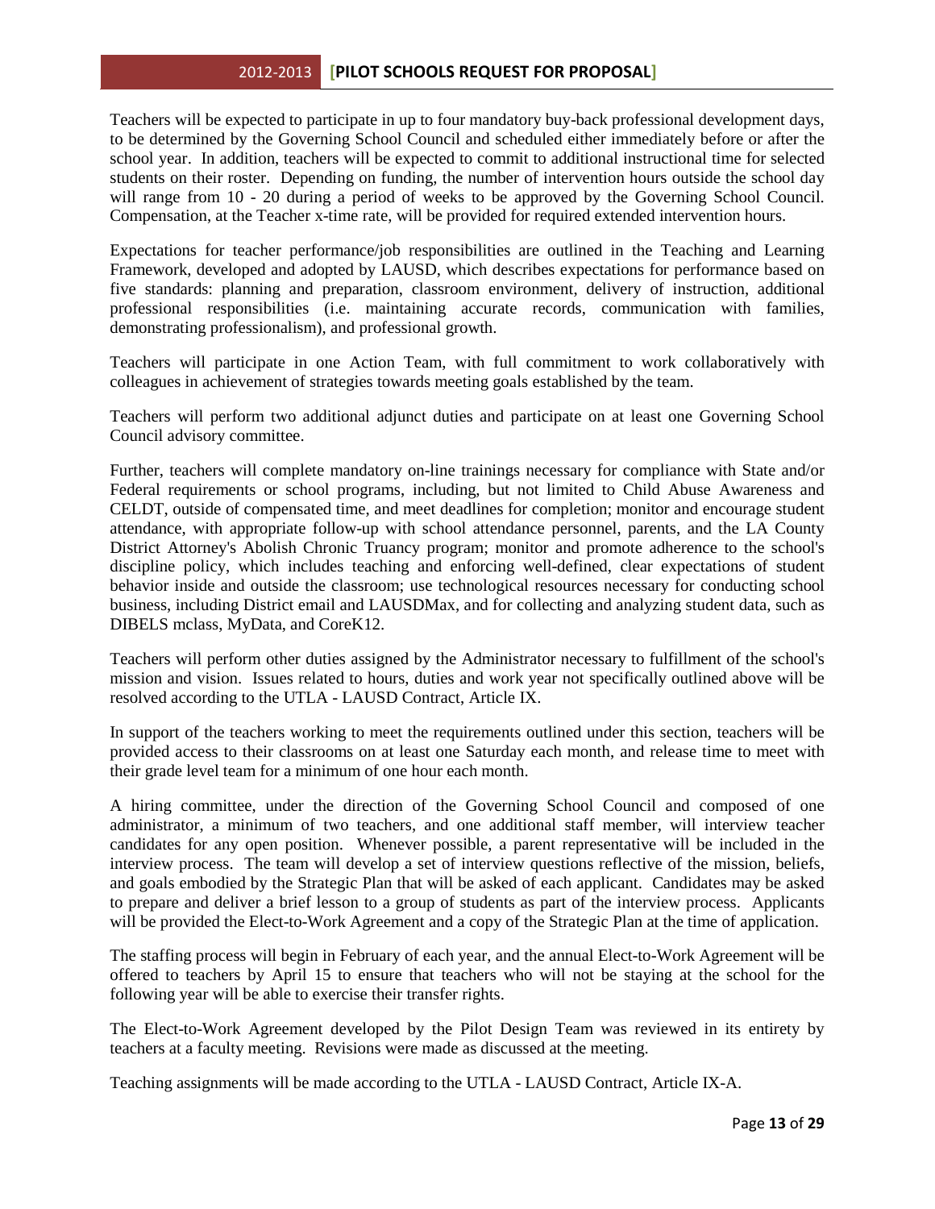Teachers will be expected to participate in up to four mandatory buy-back professional development days, to be determined by the Governing School Council and scheduled either immediately before or after the school year. In addition, teachers will be expected to commit to additional instructional time for selected students on their roster. Depending on funding, the number of intervention hours outside the school day will range from 10 - 20 during a period of weeks to be approved by the Governing School Council. Compensation, at the Teacher x-time rate, will be provided for required extended intervention hours.

Expectations for teacher performance/job responsibilities are outlined in the Teaching and Learning Framework, developed and adopted by LAUSD, which describes expectations for performance based on five standards: planning and preparation, classroom environment, delivery of instruction, additional professional responsibilities (i.e. maintaining accurate records, communication with families, demonstrating professionalism), and professional growth.

Teachers will participate in one Action Team, with full commitment to work collaboratively with colleagues in achievement of strategies towards meeting goals established by the team.

Teachers will perform two additional adjunct duties and participate on at least one Governing School Council advisory committee.

Further, teachers will complete mandatory on-line trainings necessary for compliance with State and/or Federal requirements or school programs, including, but not limited to Child Abuse Awareness and CELDT, outside of compensated time, and meet deadlines for completion; monitor and encourage student attendance, with appropriate follow-up with school attendance personnel, parents, and the LA County District Attorney's Abolish Chronic Truancy program; monitor and promote adherence to the school's discipline policy, which includes teaching and enforcing well-defined, clear expectations of student behavior inside and outside the classroom; use technological resources necessary for conducting school business, including District email and LAUSDMax, and for collecting and analyzing student data, such as DIBELS mclass, MyData, and CoreK12.

Teachers will perform other duties assigned by the Administrator necessary to fulfillment of the school's mission and vision. Issues related to hours, duties and work year not specifically outlined above will be resolved according to the UTLA - LAUSD Contract, Article IX.

In support of the teachers working to meet the requirements outlined under this section, teachers will be provided access to their classrooms on at least one Saturday each month, and release time to meet with their grade level team for a minimum of one hour each month.

A hiring committee, under the direction of the Governing School Council and composed of one administrator, a minimum of two teachers, and one additional staff member, will interview teacher candidates for any open position. Whenever possible, a parent representative will be included in the interview process. The team will develop a set of interview questions reflective of the mission, beliefs, and goals embodied by the Strategic Plan that will be asked of each applicant. Candidates may be asked to prepare and deliver a brief lesson to a group of students as part of the interview process. Applicants will be provided the Elect-to-Work Agreement and a copy of the Strategic Plan at the time of application.

The staffing process will begin in February of each year, and the annual Elect-to-Work Agreement will be offered to teachers by April 15 to ensure that teachers who will not be staying at the school for the following year will be able to exercise their transfer rights.

The Elect-to-Work Agreement developed by the Pilot Design Team was reviewed in its entirety by teachers at a faculty meeting. Revisions were made as discussed at the meeting.

Teaching assignments will be made according to the UTLA - LAUSD Contract, Article IX-A.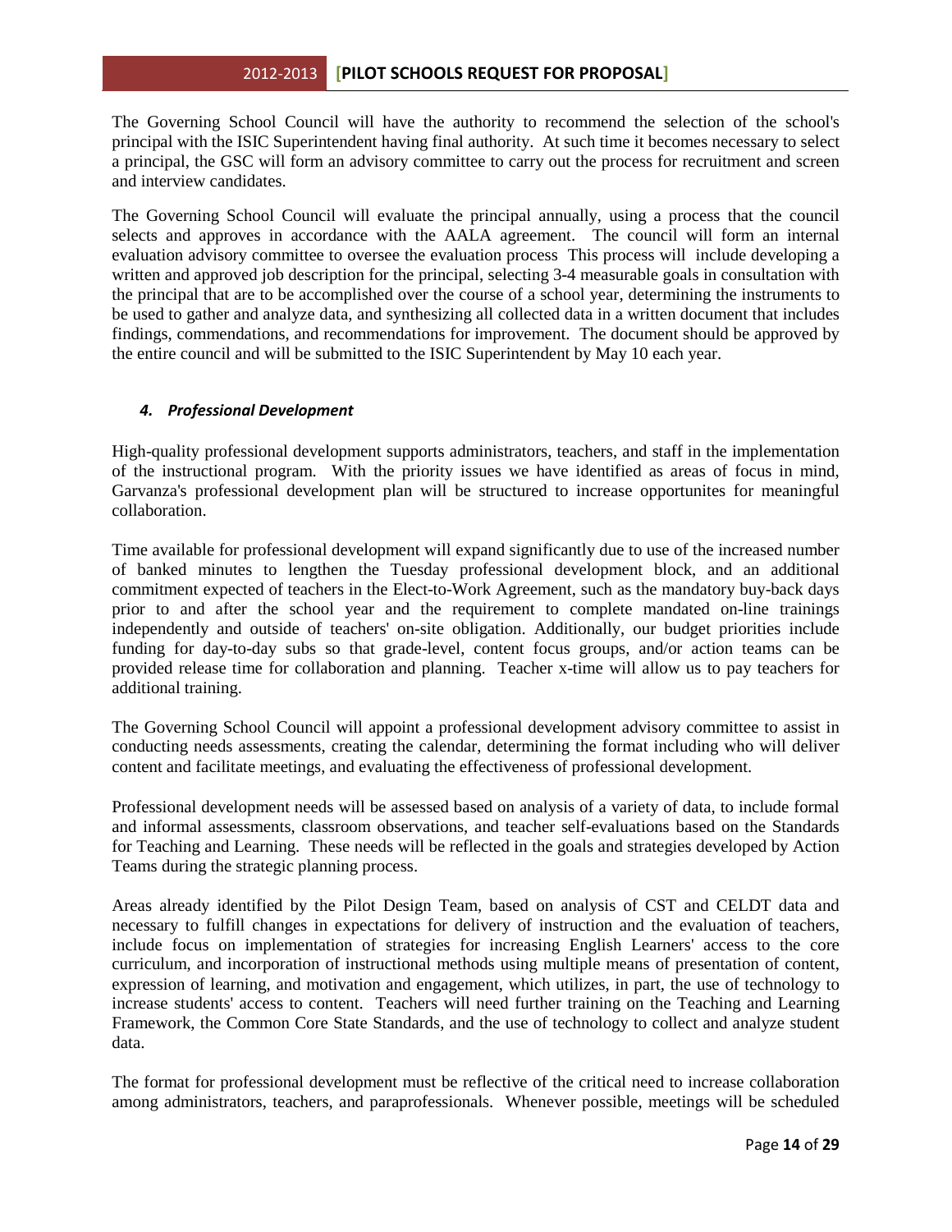The Governing School Council will have the authority to recommend the selection of the school's principal with the ISIC Superintendent having final authority. At such time it becomes necessary to select a principal, the GSC will form an advisory committee to carry out the process for recruitment and screen and interview candidates.

The Governing School Council will evaluate the principal annually, using a process that the council selects and approves in accordance with the AALA agreement. The council will form an internal evaluation advisory committee to oversee the evaluation process This process will include developing a written and approved job description for the principal, selecting 3-4 measurable goals in consultation with the principal that are to be accomplished over the course of a school year, determining the instruments to be used to gather and analyze data, and synthesizing all collected data in a written document that includes findings, commendations, and recommendations for improvement. The document should be approved by the entire council and will be submitted to the ISIC Superintendent by May 10 each year.

### *4. Professional Development*

High-quality professional development supports administrators, teachers, and staff in the implementation of the instructional program. With the priority issues we have identified as areas of focus in mind, Garvanza's professional development plan will be structured to increase opportunites for meaningful collaboration.

Time available for professional development will expand significantly due to use of the increased number of banked minutes to lengthen the Tuesday professional development block, and an additional commitment expected of teachers in the Elect-to-Work Agreement, such as the mandatory buy-back days prior to and after the school year and the requirement to complete mandated on-line trainings independently and outside of teachers' on-site obligation. Additionally, our budget priorities include funding for day-to-day subs so that grade-level, content focus groups, and/or action teams can be provided release time for collaboration and planning. Teacher x-time will allow us to pay teachers for additional training.

The Governing School Council will appoint a professional development advisory committee to assist in conducting needs assessments, creating the calendar, determining the format including who will deliver content and facilitate meetings, and evaluating the effectiveness of professional development.

Professional development needs will be assessed based on analysis of a variety of data, to include formal and informal assessments, classroom observations, and teacher self-evaluations based on the Standards for Teaching and Learning. These needs will be reflected in the goals and strategies developed by Action Teams during the strategic planning process.

Areas already identified by the Pilot Design Team, based on analysis of CST and CELDT data and necessary to fulfill changes in expectations for delivery of instruction and the evaluation of teachers, include focus on implementation of strategies for increasing English Learners' access to the core curriculum, and incorporation of instructional methods using multiple means of presentation of content, expression of learning, and motivation and engagement, which utilizes, in part, the use of technology to increase students' access to content. Teachers will need further training on the Teaching and Learning Framework, the Common Core State Standards, and the use of technology to collect and analyze student data.

The format for professional development must be reflective of the critical need to increase collaboration among administrators, teachers, and paraprofessionals. Whenever possible, meetings will be scheduled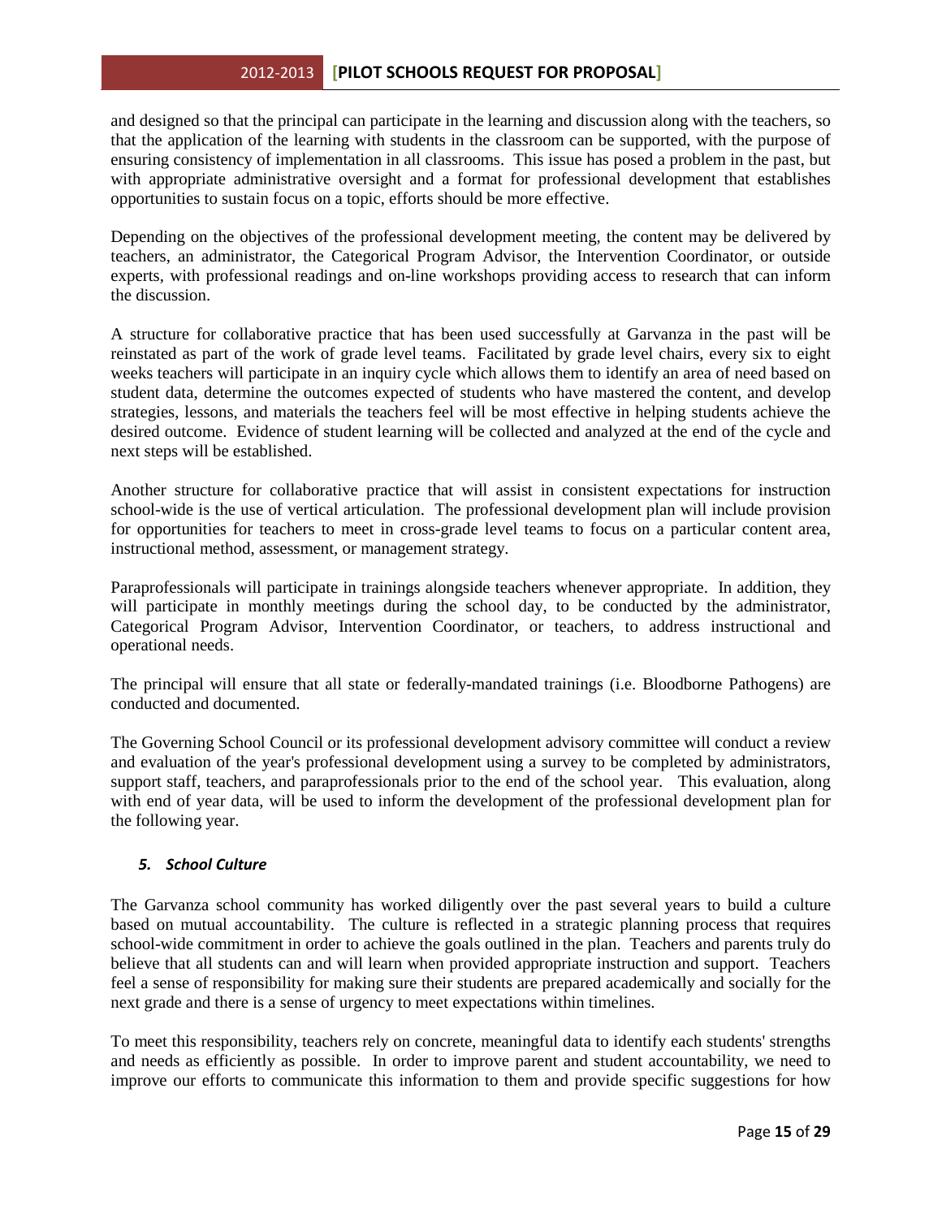and designed so that the principal can participate in the learning and discussion along with the teachers, so that the application of the learning with students in the classroom can be supported, with the purpose of ensuring consistency of implementation in all classrooms. This issue has posed a problem in the past, but with appropriate administrative oversight and a format for professional development that establishes opportunities to sustain focus on a topic, efforts should be more effective.

Depending on the objectives of the professional development meeting, the content may be delivered by teachers, an administrator, the Categorical Program Advisor, the Intervention Coordinator, or outside experts, with professional readings and on-line workshops providing access to research that can inform the discussion.

A structure for collaborative practice that has been used successfully at Garvanza in the past will be reinstated as part of the work of grade level teams. Facilitated by grade level chairs, every six to eight weeks teachers will participate in an inquiry cycle which allows them to identify an area of need based on student data, determine the outcomes expected of students who have mastered the content, and develop strategies, lessons, and materials the teachers feel will be most effective in helping students achieve the desired outcome. Evidence of student learning will be collected and analyzed at the end of the cycle and next steps will be established.

Another structure for collaborative practice that will assist in consistent expectations for instruction school-wide is the use of vertical articulation. The professional development plan will include provision for opportunities for teachers to meet in cross-grade level teams to focus on a particular content area, instructional method, assessment, or management strategy.

Paraprofessionals will participate in trainings alongside teachers whenever appropriate. In addition, they will participate in monthly meetings during the school day, to be conducted by the administrator, Categorical Program Advisor, Intervention Coordinator, or teachers, to address instructional and operational needs.

The principal will ensure that all state or federally-mandated trainings (i.e. Bloodborne Pathogens) are conducted and documented.

The Governing School Council or its professional development advisory committee will conduct a review and evaluation of the year's professional development using a survey to be completed by administrators, support staff, teachers, and paraprofessionals prior to the end of the school year. This evaluation, along with end of year data, will be used to inform the development of the professional development plan for the following year.

### *5. School Culture*

The Garvanza school community has worked diligently over the past several years to build a culture based on mutual accountability. The culture is reflected in a strategic planning process that requires school-wide commitment in order to achieve the goals outlined in the plan. Teachers and parents truly do believe that all students can and will learn when provided appropriate instruction and support. Teachers feel a sense of responsibility for making sure their students are prepared academically and socially for the next grade and there is a sense of urgency to meet expectations within timelines.

To meet this responsibility, teachers rely on concrete, meaningful data to identify each students' strengths and needs as efficiently as possible. In order to improve parent and student accountability, we need to improve our efforts to communicate this information to them and provide specific suggestions for how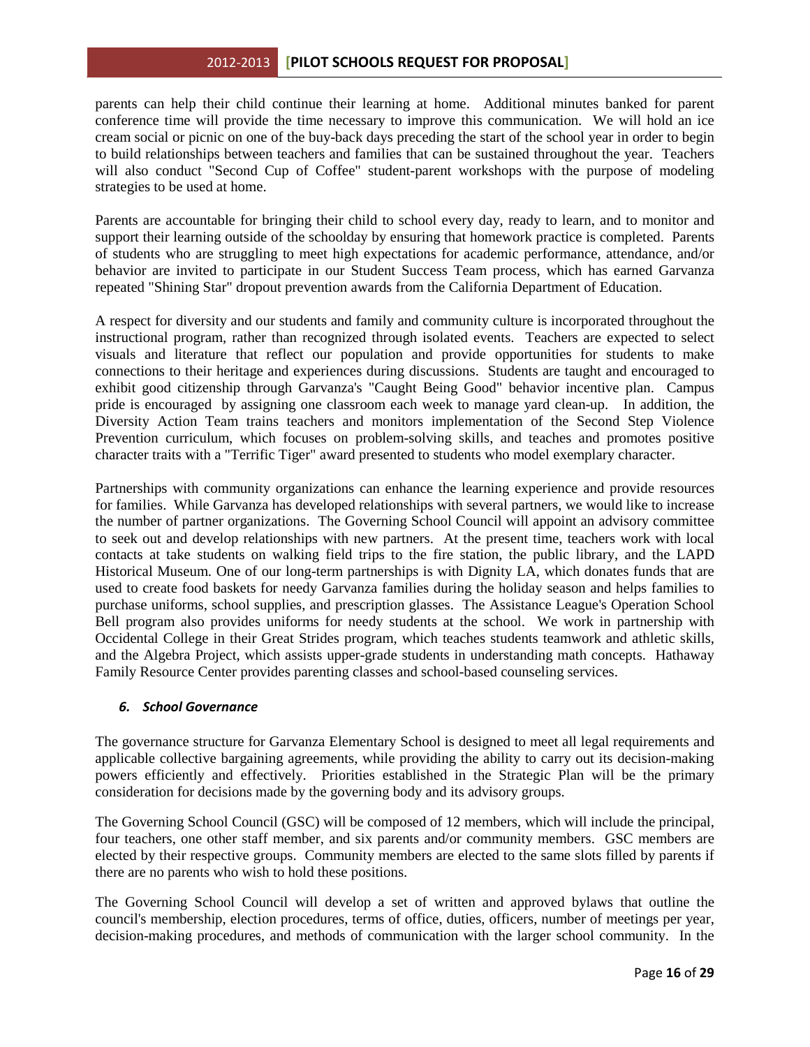parents can help their child continue their learning at home. Additional minutes banked for parent conference time will provide the time necessary to improve this communication. We will hold an ice cream social or picnic on one of the buy-back days preceding the start of the school year in order to begin to build relationships between teachers and families that can be sustained throughout the year. Teachers will also conduct "Second Cup of Coffee" student-parent workshops with the purpose of modeling strategies to be used at home.

Parents are accountable for bringing their child to school every day, ready to learn, and to monitor and support their learning outside of the schoolday by ensuring that homework practice is completed. Parents of students who are struggling to meet high expectations for academic performance, attendance, and/or behavior are invited to participate in our Student Success Team process, which has earned Garvanza repeated "Shining Star" dropout prevention awards from the California Department of Education.

A respect for diversity and our students and family and community culture is incorporated throughout the instructional program, rather than recognized through isolated events. Teachers are expected to select visuals and literature that reflect our population and provide opportunities for students to make connections to their heritage and experiences during discussions. Students are taught and encouraged to exhibit good citizenship through Garvanza's "Caught Being Good" behavior incentive plan. Campus pride is encouraged by assigning one classroom each week to manage yard clean-up. In addition, the Diversity Action Team trains teachers and monitors implementation of the Second Step Violence Prevention curriculum, which focuses on problem-solving skills, and teaches and promotes positive character traits with a "Terrific Tiger" award presented to students who model exemplary character.

Partnerships with community organizations can enhance the learning experience and provide resources for families. While Garvanza has developed relationships with several partners, we would like to increase the number of partner organizations. The Governing School Council will appoint an advisory committee to seek out and develop relationships with new partners. At the present time, teachers work with local contacts at take students on walking field trips to the fire station, the public library, and the LAPD Historical Museum. One of our long-term partnerships is with Dignity LA, which donates funds that are used to create food baskets for needy Garvanza families during the holiday season and helps families to purchase uniforms, school supplies, and prescription glasses. The Assistance League's Operation School Bell program also provides uniforms for needy students at the school. We work in partnership with Occidental College in their Great Strides program, which teaches students teamwork and athletic skills, and the Algebra Project, which assists upper-grade students in understanding math concepts. Hathaway Family Resource Center provides parenting classes and school-based counseling services.

### *6. School Governance*

The governance structure for Garvanza Elementary School is designed to meet all legal requirements and applicable collective bargaining agreements, while providing the ability to carry out its decision-making powers efficiently and effectively. Priorities established in the Strategic Plan will be the primary consideration for decisions made by the governing body and its advisory groups.

The Governing School Council (GSC) will be composed of 12 members, which will include the principal, four teachers, one other staff member, and six parents and/or community members. GSC members are elected by their respective groups. Community members are elected to the same slots filled by parents if there are no parents who wish to hold these positions.

The Governing School Council will develop a set of written and approved bylaws that outline the council's membership, election procedures, terms of office, duties, officers, number of meetings per year, decision-making procedures, and methods of communication with the larger school community. In the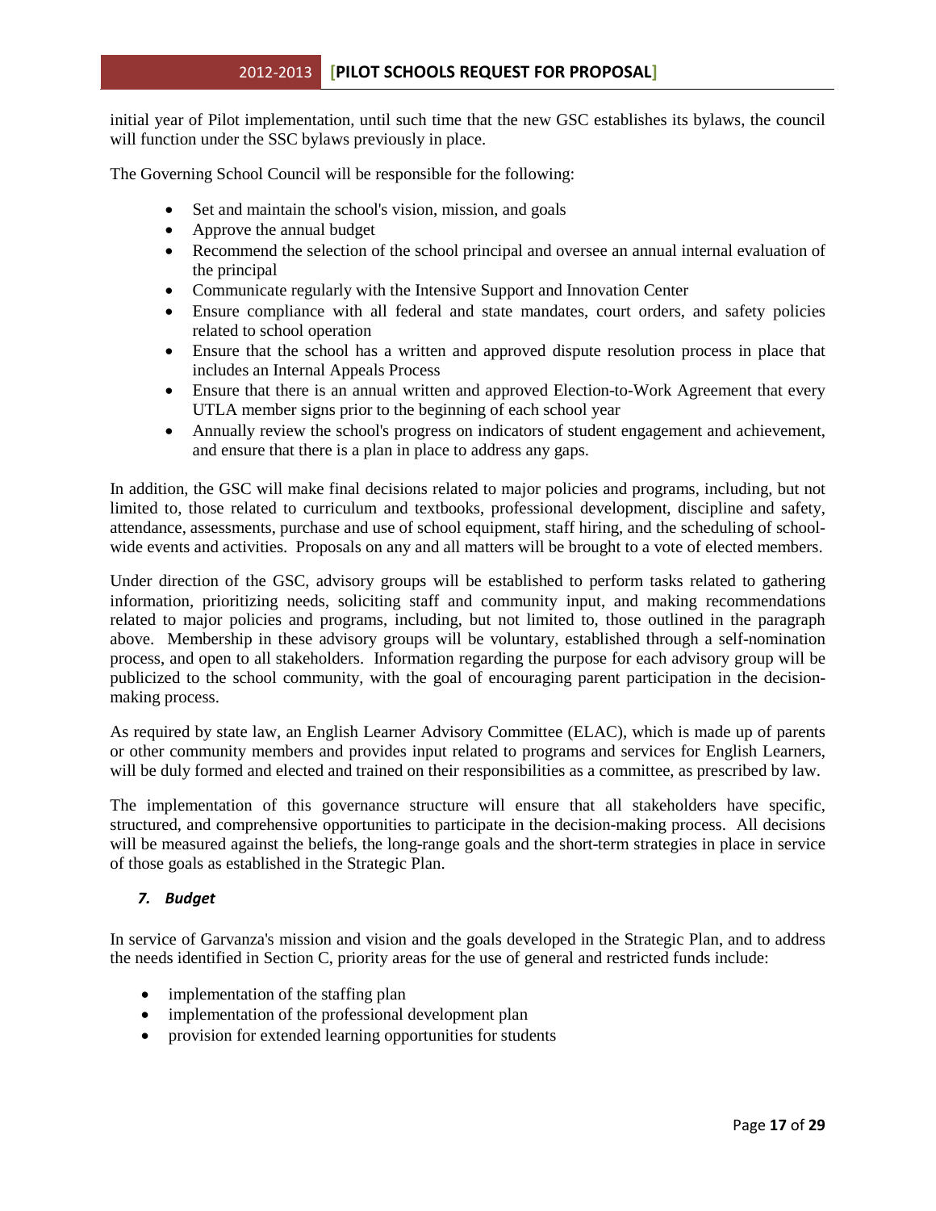initial year of Pilot implementation, until such time that the new GSC establishes its bylaws, the council will function under the SSC bylaws previously in place.

The Governing School Council will be responsible for the following:

- Set and maintain the school's vision, mission, and goals
- Approve the annual budget
- Recommend the selection of the school principal and oversee an annual internal evaluation of the principal
- Communicate regularly with the Intensive Support and Innovation Center
- Ensure compliance with all federal and state mandates, court orders, and safety policies related to school operation
- Ensure that the school has a written and approved dispute resolution process in place that includes an Internal Appeals Process
- Ensure that there is an annual written and approved Election-to-Work Agreement that every UTLA member signs prior to the beginning of each school year
- Annually review the school's progress on indicators of student engagement and achievement, and ensure that there is a plan in place to address any gaps.

In addition, the GSC will make final decisions related to major policies and programs, including, but not limited to, those related to curriculum and textbooks, professional development, discipline and safety, attendance, assessments, purchase and use of school equipment, staff hiring, and the scheduling of school-wide events and activities. Proposals on any and all matters will be brought to a vote of elected members.

Under direction of the GSC, advisory groups will be established to perform tasks related to gathering information, prioritizing needs, soliciting staff and community input, and making recommendations related to major policies and programs, including, but not limited to, those outlined in the paragraph above. Membership in these advisory groups will be voluntary, established through a self-nomination process, and open to all stakeholders. Information regarding the purpose for each advisory group will be publicized to the school community, with the goal of encouraging parent participation in the decision-making process.

As required by state law, an English Learner Advisory Committee (ELAC), which is made up of parents or other community members and provides input related to programs and services for English Learners, will be duly formed and elected and trained on their responsibilities as a committee, as prescribed by law.

The implementation of this governance structure will ensure that all stakeholders have specific, structured, and comprehensive opportunities to participate in the decision-making process. All decisions will be measured against the beliefs, the long-range goals and the short-term strategies in place in service of those goals as established in the Strategic Plan.

### *7. Budget*

In service of Garvanza's mission and vision and the goals developed in the Strategic Plan, and to address the needs identified in Section C, priority areas for the use of general and restricted funds include:

- implementation of the staffing plan
- implementation of the professional development plan
- provision for extended learning opportunities for students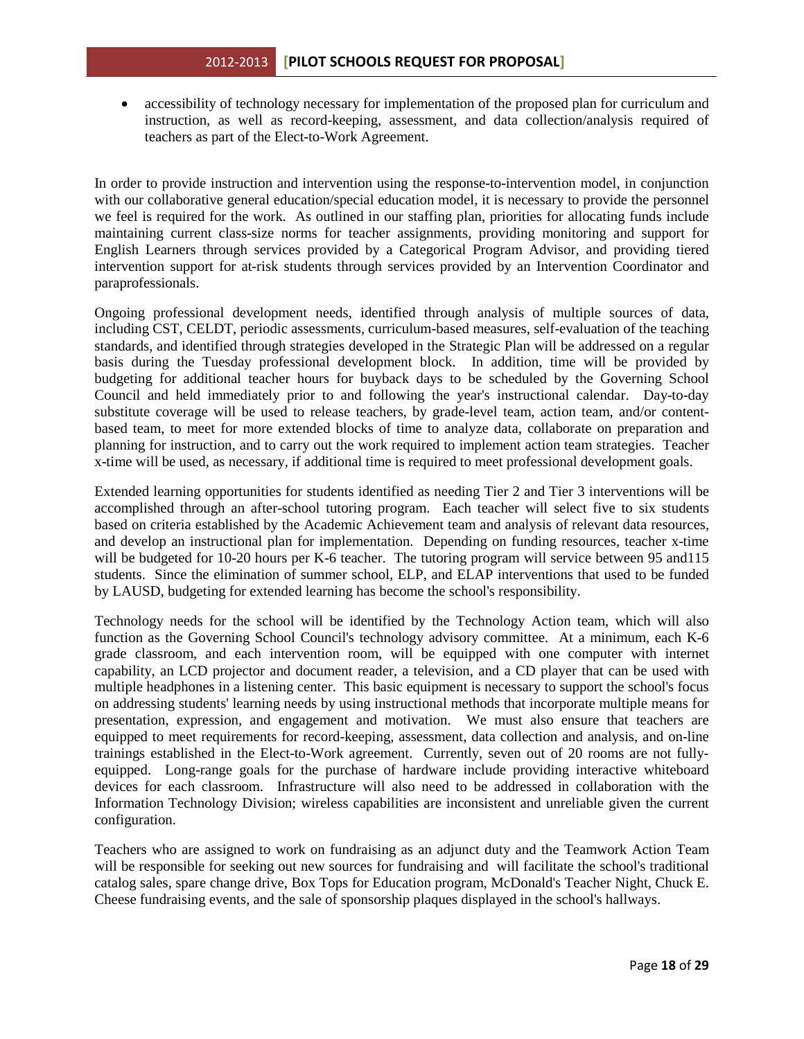- accessibility of technology necessary for implementation of the proposed plan for curriculum and instruction, as well as record-keeping, assessment, and data collection/analysis required of teachers as part of the Elect-to-Work Agreement.

In order to provide instruction and intervention using the response-to-intervention model, in conjunction with our collaborative general education/special education model, it is necessary to provide the personnel we feel is required for the work. As outlined in our staffing plan, priorities for allocating funds include maintaining current class-size norms for teacher assignments, providing monitoring and support for English Learners through services provided by a Categorical Program Advisor, and providing tiered intervention support for at-risk students through services provided by an Intervention Coordinator and paraprofessionals.

Ongoing professional development needs, identified through analysis of multiple sources of data, including CST, CELDT, periodic assessments, curriculum-based measures, self-evaluation of the teaching standards, and identified through strategies developed in the Strategic Plan will be addressed on a regular basis during the Tuesday professional development block. In addition, time will be provided by budgeting for additional teacher hours for buyback days to be scheduled by the Governing School Council and held immediately prior to and following the year's instructional calendar. Day-to-day substitute coverage will be used to release teachers, by grade-level team, action team, and/or content-based team, to meet for more extended blocks of time to analyze data, collaborate on preparation and planning for instruction, and to carry out the work required to implement action team strategies. Teacher x-time will be used, as necessary, if additional time is required to meet professional development goals.

Extended learning opportunities for students identified as needing Tier 2 and Tier 3 interventions will be accomplished through an after-school tutoring program. Each teacher will select five to six students based on criteria established by the Academic Achievement team and analysis of relevant data resources, and develop an instructional plan for implementation. Depending on funding resources, teacher x-time will be budgeted for 10-20 hours per K-6 teacher. The tutoring program will service between 95 and115 students. Since the elimination of summer school, ELP, and ELAP interventions that used to be funded by LAUSD, budgeting for extended learning has become the school's responsibility.

Technology needs for the school will be identified by the Technology Action team, which will also function as the Governing School Council's technology advisory committee. At a minimum, each K-6 grade classroom, and each intervention room, will be equipped with one computer with internet capability, an LCD projector and document reader, a television, and a CD player that can be used with multiple headphones in a listening center. This basic equipment is necessary to support the school's focus on addressing students' learning needs by using instructional methods that incorporate multiple means for presentation, expression, and engagement and motivation. We must also ensure that teachers are equipped to meet requirements for record-keeping, assessment, data collection and analysis, and on-line trainings established in the Elect-to-Work agreement. Currently, seven out of 20 rooms are not fully-equipped. Long-range goals for the purchase of hardware include providing interactive whiteboard devices for each classroom. Infrastructure will also need to be addressed in collaboration with the Information Technology Division; wireless capabilities are inconsistent and unreliable given the current configuration.

Teachers who are assigned to work on fundraising as an adjunct duty and the Teamwork Action Team will be responsible for seeking out new sources for fundraising and will facilitate the school's traditional catalog sales, spare change drive, Box Tops for Education program, McDonald's Teacher Night, Chuck E. Cheese fundraising events, and the sale of sponsorship plaques displayed in the school's hallways.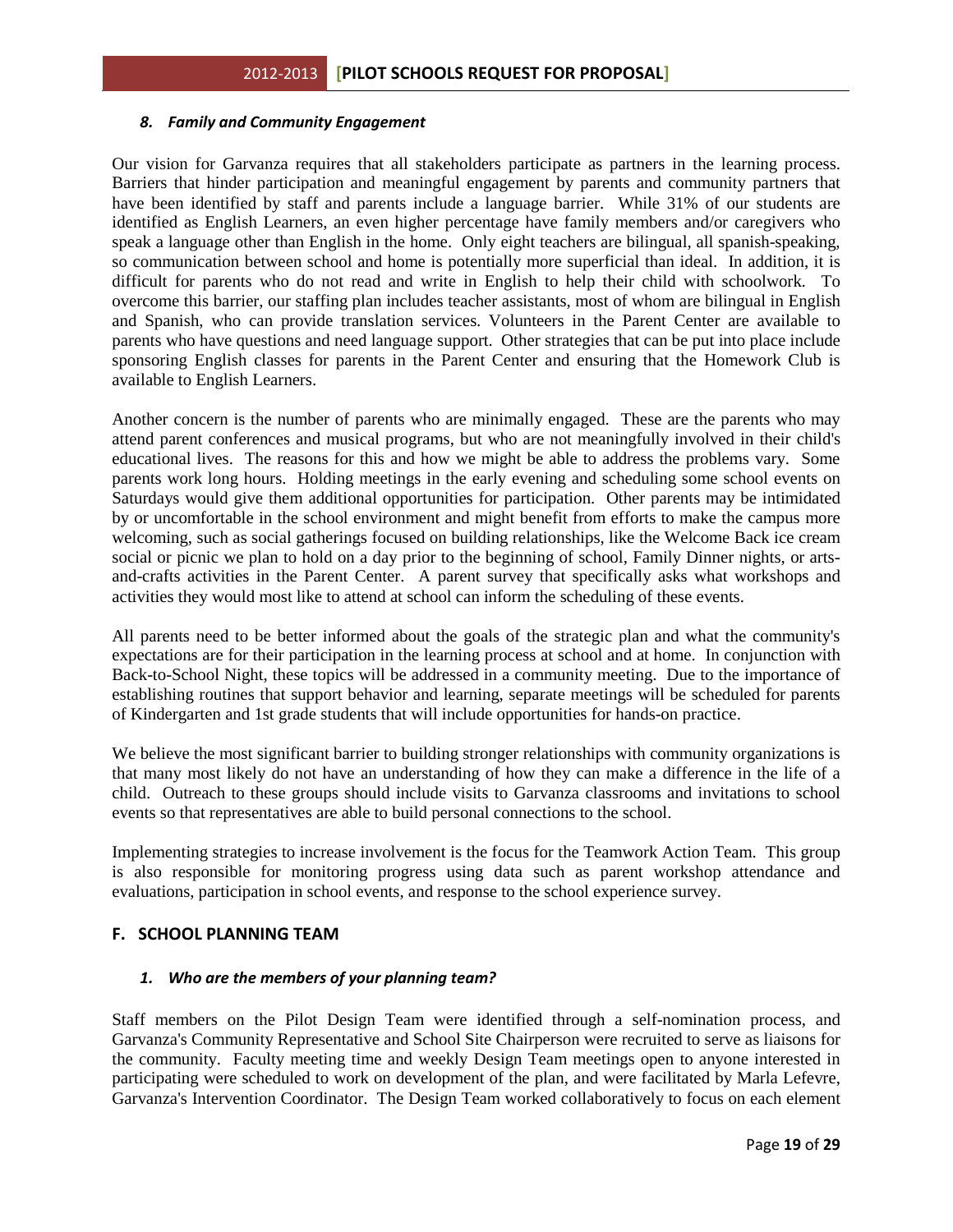### *8. Family and Community Engagement*

Our vision for Garvanza requires that all stakeholders participate as partners in the learning process. Barriers that hinder participation and meaningful engagement by parents and community partners that have been identified by staff and parents include a language barrier. While 31% of our students are identified as English Learners, an even higher percentage have family members and/or caregivers who speak a language other than English in the home. Only eight teachers are bilingual, all spanish-speaking, so communication between school and home is potentially more superficial than ideal. In addition, it is difficult for parents who do not read and write in English to help their child with schoolwork. To overcome this barrier, our staffing plan includes teacher assistants, most of whom are bilingual in English and Spanish, who can provide translation services. Volunteers in the Parent Center are available to parents who have questions and need language support. Other strategies that can be put into place include sponsoring English classes for parents in the Parent Center and ensuring that the Homework Club is available to English Learners.

Another concern is the number of parents who are minimally engaged. These are the parents who may attend parent conferences and musical programs, but who are not meaningfully involved in their child's educational lives. The reasons for this and how we might be able to address the problems vary. Some parents work long hours. Holding meetings in the early evening and scheduling some school events on Saturdays would give them additional opportunities for participation. Other parents may be intimidated by or uncomfortable in the school environment and might benefit from efforts to make the campus more welcoming, such as social gatherings focused on building relationships, like the Welcome Back ice cream social or picnic we plan to hold on a day prior to the beginning of school, Family Dinner nights, or arts-and-crafts activities in the Parent Center. A parent survey that specifically asks what workshops and activities they would most like to attend at school can inform the scheduling of these events.

All parents need to be better informed about the goals of the strategic plan and what the community's expectations are for their participation in the learning process at school and at home. In conjunction with Back-to-School Night, these topics will be addressed in a community meeting. Due to the importance of establishing routines that support behavior and learning, separate meetings will be scheduled for parents of Kindergarten and 1st grade students that will include opportunities for hands-on practice.

We believe the most significant barrier to building stronger relationships with community organizations is that many most likely do not have an understanding of how they can make a difference in the life of a child. Outreach to these groups should include visits to Garvanza classrooms and invitations to school events so that representatives are able to build personal connections to the school.

Implementing strategies to increase involvement is the focus for the Teamwork Action Team. This group is also responsible for monitoring progress using data such as parent workshop attendance and evaluations, participation in school events, and response to the school experience survey.

## F. SCHOOL PLANNING TEAM

### *1. Who are the members of your planning team?*

Staff members on the Pilot Design Team were identified through a self-nomination process, and Garvanza's Community Representative and School Site Chairperson were recruited to serve as liaisons for the community. Faculty meeting time and weekly Design Team meetings open to anyone interested in participating were scheduled to work on development of the plan, and were facilitated by Marla Lefevre, Garvanza's Intervention Coordinator. The Design Team worked collaboratively to focus on each element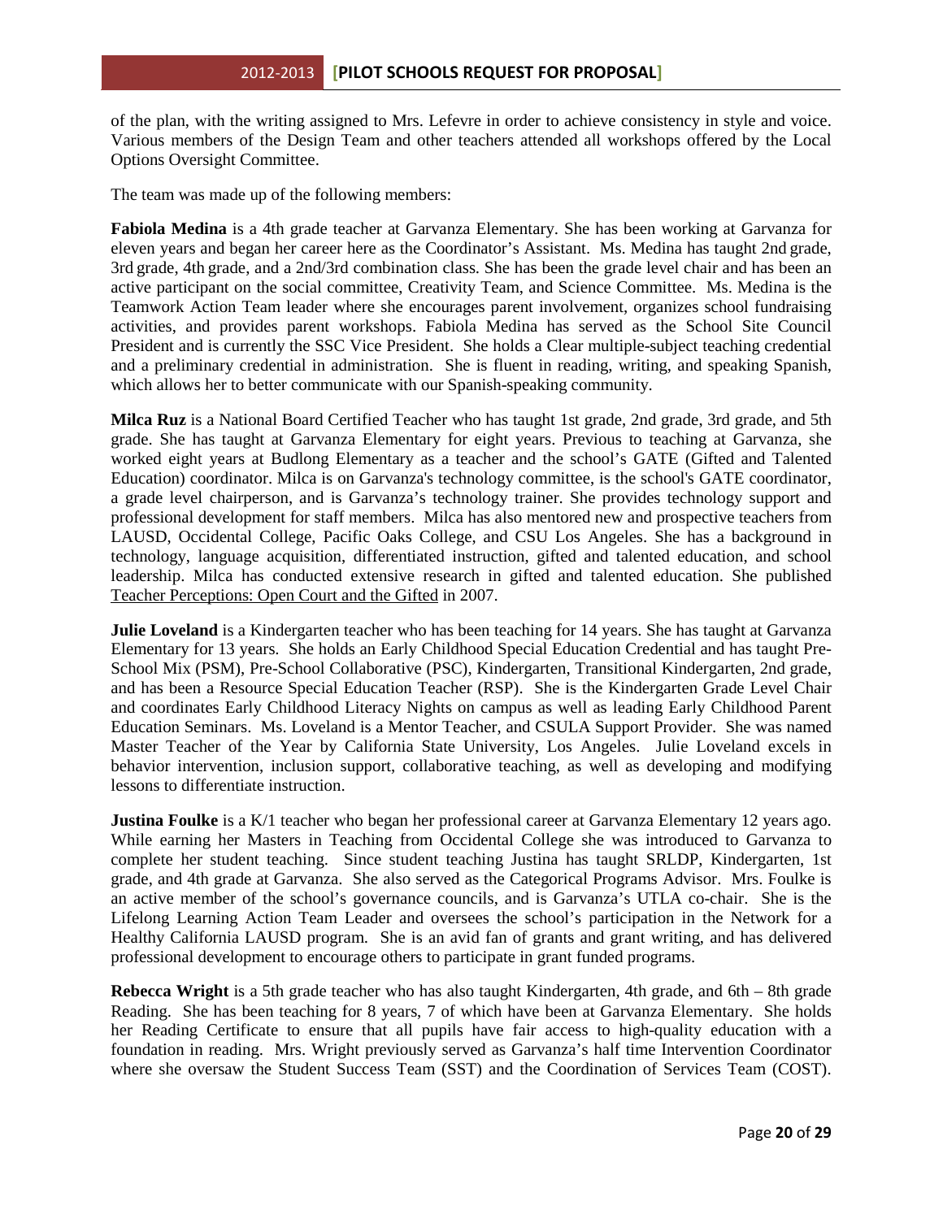of the plan, with the writing assigned to Mrs. Lefevre in order to achieve consistency in style and voice. Various members of the Design Team and other teachers attended all workshops offered by the Local Options Oversight Committee.

The team was made up of the following members:

**Fabiola Medina** is a 4th grade teacher at Garvanza Elementary. She has been working at Garvanza for eleven years and began her career here as the Coordinator's Assistant. Ms. Medina has taught 2nd grade, 3rd grade, 4th grade, and a 2nd/3rd combination class. She has been the grade level chair and has been an active participant on the social committee, Creativity Team, and Science Committee. Ms. Medina is the Teamwork Action Team leader where she encourages parent involvement, organizes school fundraising activities, and provides parent workshops. Fabiola Medina has served as the School Site Council President and is currently the SSC Vice President. She holds a Clear multiple-subject teaching credential and a preliminary credential in administration. She is fluent in reading, writing, and speaking Spanish, which allows her to better communicate with our Spanish-speaking community.

**Milca Ruz** is a National Board Certified Teacher who has taught 1st grade, 2nd grade, 3rd grade, and 5th grade. She has taught at Garvanza Elementary for eight years. Previous to teaching at Garvanza, she worked eight years at Budlong Elementary as a teacher and the school's GATE (Gifted and Talented Education) coordinator. Milca is on Garvanza's technology committee, is the school's GATE coordinator, a grade level chairperson, and is Garvanza's technology trainer. She provides technology support and professional development for staff members. Milca has also mentored new and prospective teachers from LAUSD, Occidental College, Pacific Oaks College, and CSU Los Angeles. She has a background in technology, language acquisition, differentiated instruction, gifted and talented education, and school leadership. Milca has conducted extensive research in gifted and talented education. She published Teacher Perceptions: Open Court and the Gifted in 2007.

**Julie Loveland** is a Kindergarten teacher who has been teaching for 14 years. She has taught at Garvanza Elementary for 13 years. She holds an Early Childhood Special Education Credential and has taught Pre-School Mix (PSM), Pre-School Collaborative (PSC), Kindergarten, Transitional Kindergarten, 2nd grade, and has been a Resource Special Education Teacher (RSP). She is the Kindergarten Grade Level Chair and coordinates Early Childhood Literacy Nights on campus as well as leading Early Childhood Parent Education Seminars. Ms. Loveland is a Mentor Teacher, and CSULA Support Provider. She was named Master Teacher of the Year by California State University, Los Angeles. Julie Loveland excels in behavior intervention, inclusion support, collaborative teaching, as well as developing and modifying lessons to differentiate instruction.

**Justina Foulke** is a K/1 teacher who began her professional career at Garvanza Elementary 12 years ago. While earning her Masters in Teaching from Occidental College she was introduced to Garvanza to complete her student teaching. Since student teaching Justina has taught SRLDP, Kindergarten, 1st grade, and 4th grade at Garvanza. She also served as the Categorical Programs Advisor. Mrs. Foulke is an active member of the school's governance councils, and is Garvanza's UTLA co-chair. She is the Lifelong Learning Action Team Leader and oversees the school's participation in the Network for a Healthy California LAUSD program. She is an avid fan of grants and grant writing, and has delivered professional development to encourage others to participate in grant funded programs.

**Rebecca Wright** is a 5th grade teacher who has also taught Kindergarten, 4th grade, and 6th – 8th grade Reading. She has been teaching for 8 years, 7 of which have been at Garvanza Elementary. She holds her Reading Certificate to ensure that all pupils have fair access to high-quality education with a foundation in reading. Mrs. Wright previously served as Garvanza's half time Intervention Coordinator where she oversaw the Student Success Team (SST) and the Coordination of Services Team (COST).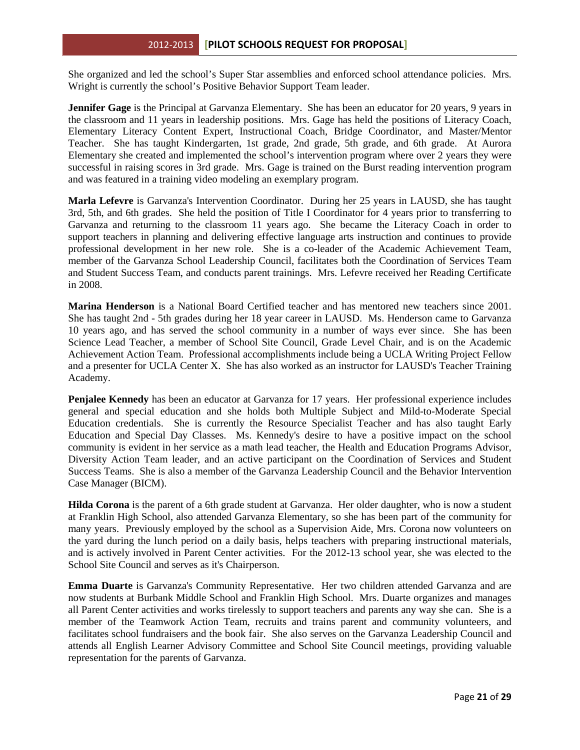She organized and led the school's Super Star assemblies and enforced school attendance policies. Mrs. Wright is currently the school's Positive Behavior Support Team leader.

**Jennifer Gage** is the Principal at Garvanza Elementary. She has been an educator for 20 years, 9 years in the classroom and 11 years in leadership positions. Mrs. Gage has held the positions of Literacy Coach, Elementary Literacy Content Expert, Instructional Coach, Bridge Coordinator, and Master/Mentor Teacher. She has taught Kindergarten, 1st grade, 2nd grade, 5th grade, and 6th grade. At Aurora Elementary she created and implemented the school's intervention program where over 2 years they were successful in raising scores in 3rd grade. Mrs. Gage is trained on the Burst reading intervention program and was featured in a training video modeling an exemplary program.

**Marla Lefevre** is Garvanza's Intervention Coordinator. During her 25 years in LAUSD, she has taught 3rd, 5th, and 6th grades. She held the position of Title I Coordinator for 4 years prior to transferring to Garvanza and returning to the classroom 11 years ago. She became the Literacy Coach in order to support teachers in planning and delivering effective language arts instruction and continues to provide professional development in her new role. She is a co-leader of the Academic Achievement Team, member of the Garvanza School Leadership Council, facilitates both the Coordination of Services Team and Student Success Team, and conducts parent trainings. Mrs. Lefevre received her Reading Certificate in 2008.

**Marina Henderson** is a National Board Certified teacher and has mentored new teachers since 2001. She has taught 2nd - 5th grades during her 18 year career in LAUSD. Ms. Henderson came to Garvanza 10 years ago, and has served the school community in a number of ways ever since. She has been Science Lead Teacher, a member of School Site Council, Grade Level Chair, and is on the Academic Achievement Action Team. Professional accomplishments include being a UCLA Writing Project Fellow and a presenter for UCLA Center X. She has also worked as an instructor for LAUSD's Teacher Training Academy.

**Penjalee Kennedy** has been an educator at Garvanza for 17 years. Her professional experience includes general and special education and she holds both Multiple Subject and Mild-to-Moderate Special Education credentials. She is currently the Resource Specialist Teacher and has also taught Early Education and Special Day Classes. Ms. Kennedy's desire to have a positive impact on the school community is evident in her service as a math lead teacher, the Health and Education Programs Advisor, Diversity Action Team leader, and an active participant on the Coordination of Services and Student Success Teams. She is also a member of the Garvanza Leadership Council and the Behavior Intervention Case Manager (BICM).

**Hilda Corona** is the parent of a 6th grade student at Garvanza. Her older daughter, who is now a student at Franklin High School, also attended Garvanza Elementary, so she has been part of the community for many years. Previously employed by the school as a Supervision Aide, Mrs. Corona now volunteers on the yard during the lunch period on a daily basis, helps teachers with preparing instructional materials, and is actively involved in Parent Center activities. For the 2012-13 school year, she was elected to the School Site Council and serves as it's Chairperson.

**Emma Duarte** is Garvanza's Community Representative. Her two children attended Garvanza and are now students at Burbank Middle School and Franklin High School. Mrs. Duarte organizes and manages all Parent Center activities and works tirelessly to support teachers and parents any way she can. She is a member of the Teamwork Action Team, recruits and trains parent and community volunteers, and facilitates school fundraisers and the book fair. She also serves on the Garvanza Leadership Council and attends all English Learner Advisory Committee and School Site Council meetings, providing valuable representation for the parents of Garvanza.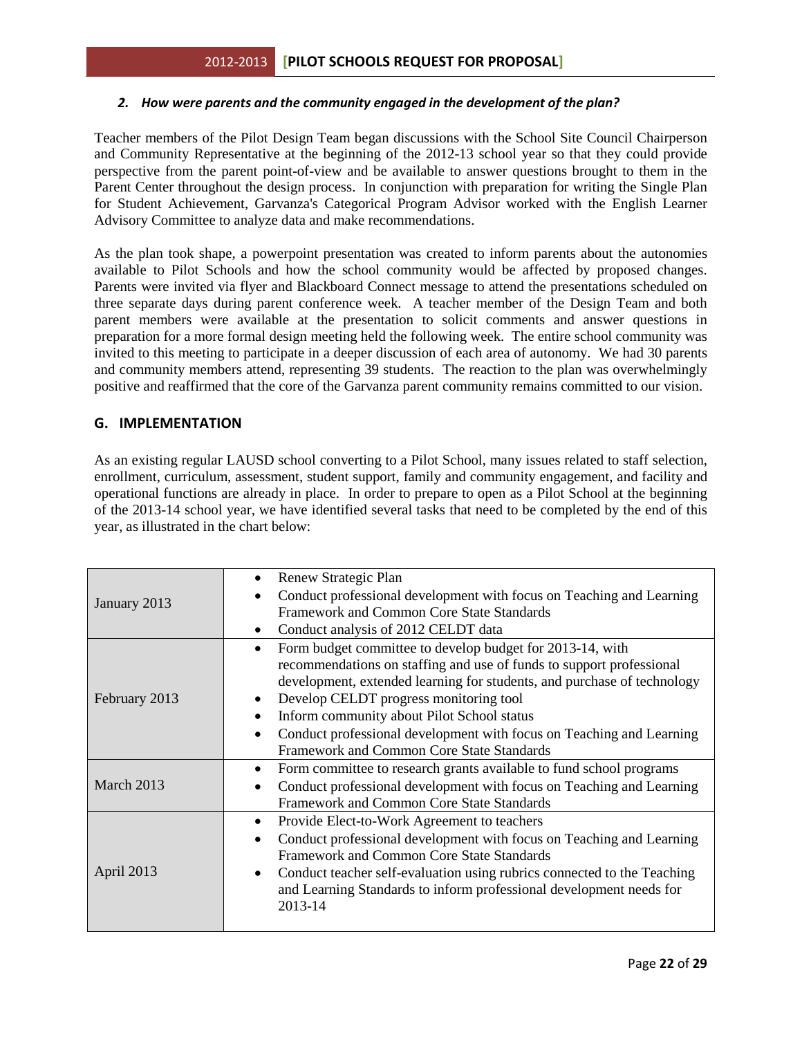### *2. How were parents and the community engaged in the development of the plan?*

Teacher members of the Pilot Design Team began discussions with the School Site Council Chairperson and Community Representative at the beginning of the 2012-13 school year so that they could provide perspective from the parent point-of-view and be available to answer questions brought to them in the Parent Center throughout the design process. In conjunction with preparation for writing the Single Plan for Student Achievement, Garvanza's Categorical Program Advisor worked with the English Learner Advisory Committee to analyze data and make recommendations.

As the plan took shape, a powerpoint presentation was created to inform parents about the autonomies available to Pilot Schools and how the school community would be affected by proposed changes. Parents were invited via flyer and Blackboard Connect message to attend the presentations scheduled on three separate days during parent conference week. A teacher member of the Design Team and both parent members were available at the presentation to solicit comments and answer questions in preparation for a more formal design meeting held the following week. The entire school community was invited to this meeting to participate in a deeper discussion of each area of autonomy. We had 30 parents and community members attend, representing 39 students. The reaction to the plan was overwhelmingly positive and reaffirmed that the core of the Garvanza parent community remains committed to our vision.

## G. IMPLEMENTATION

As an existing regular LAUSD school converting to a Pilot School, many issues related to staff selection, enrollment, curriculum, assessment, student support, family and community engagement, and facility and operational functions are already in place. In order to prepare to open as a Pilot School at the beginning of the 2013-14 school year, we have identified several tasks that need to be completed by the end of this year, as illustrated in the chart below:

| | |
|---|---|
| January 2013 | • Renew Strategic Plan<br>• Conduct professional development with focus on Teaching and Learning Framework and Common Core State Standards<br>• Conduct analysis of 2012 CELDT data |
| February 2013 | • Form budget committee to develop budget for 2013-14, with recommendations on staffing and use of funds to support professional development, extended learning for students, and purchase of technology<br>• Develop CELDT progress monitoring tool<br>• Inform community about Pilot School status<br>• Conduct professional development with focus on Teaching and Learning Framework and Common Core State Standards |
| March 2013 | • Form committee to research grants available to fund school programs<br>• Conduct professional development with focus on Teaching and Learning Framework and Common Core State Standards |
| April 2013 | • Provide Elect-to-Work Agreement to teachers<br>• Conduct professional development with focus on Teaching and Learning Framework and Common Core State Standards<br>• Conduct teacher self-evaluation using rubrics connected to the Teaching and Learning Standards to inform professional development needs for 2013-14 |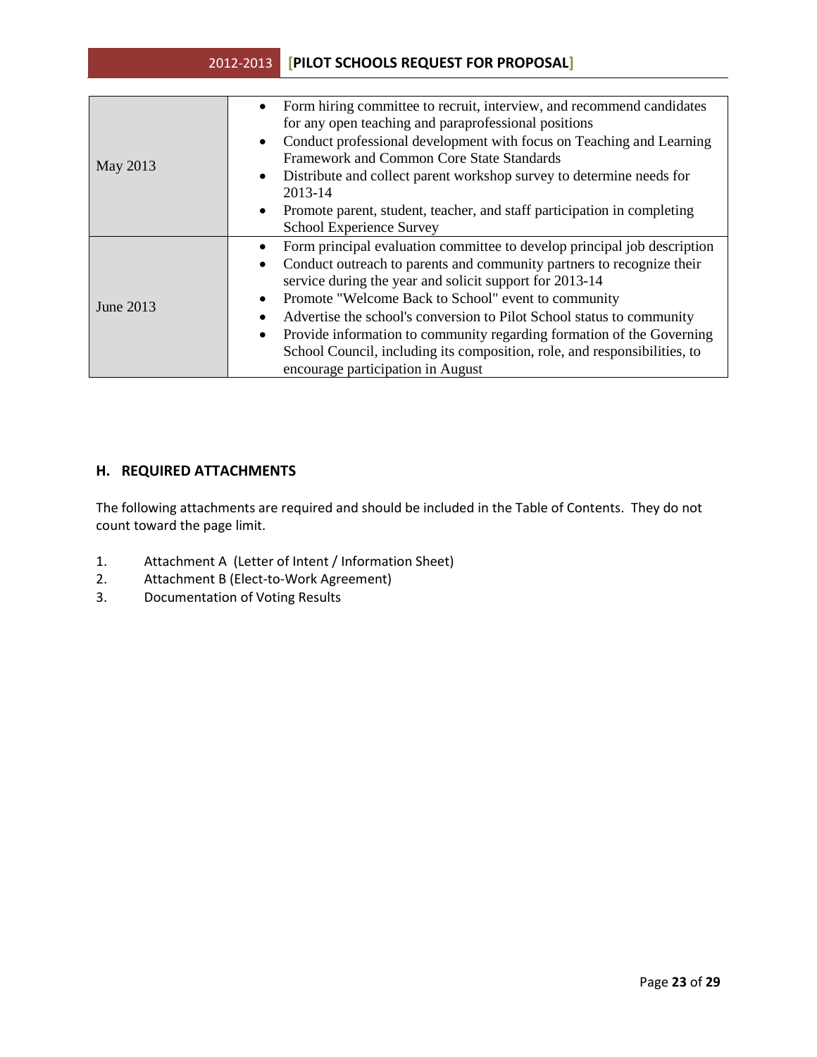| | |
|---|---|
| May 2013 | • Form hiring committee to recruit, interview, and recommend candidates for any open teaching and paraprofessional positions<br>• Conduct professional development with focus on Teaching and Learning Framework and Common Core State Standards<br>• Distribute and collect parent workshop survey to determine needs for 2013-14<br>• Promote parent, student, teacher, and staff participation in completing School Experience Survey |
| June 2013 | • Form principal evaluation committee to develop principal job description<br>• Conduct outreach to parents and community partners to recognize their service during the year and solicit support for 2013-14<br>• Promote "Welcome Back to School" event to community<br>• Advertise the school's conversion to Pilot School status to community<br>• Provide information to community regarding formation of the Governing School Council, including its composition, role, and responsibilities, to encourage participation in August |

## H. REQUIRED ATTACHMENTS

The following attachments are required and should be included in the Table of Contents. They do not count toward the page limit.

1. Attachment A (Letter of Intent / Information Sheet)
2. Attachment B (Elect-to-Work Agreement)
3. Documentation of Voting Results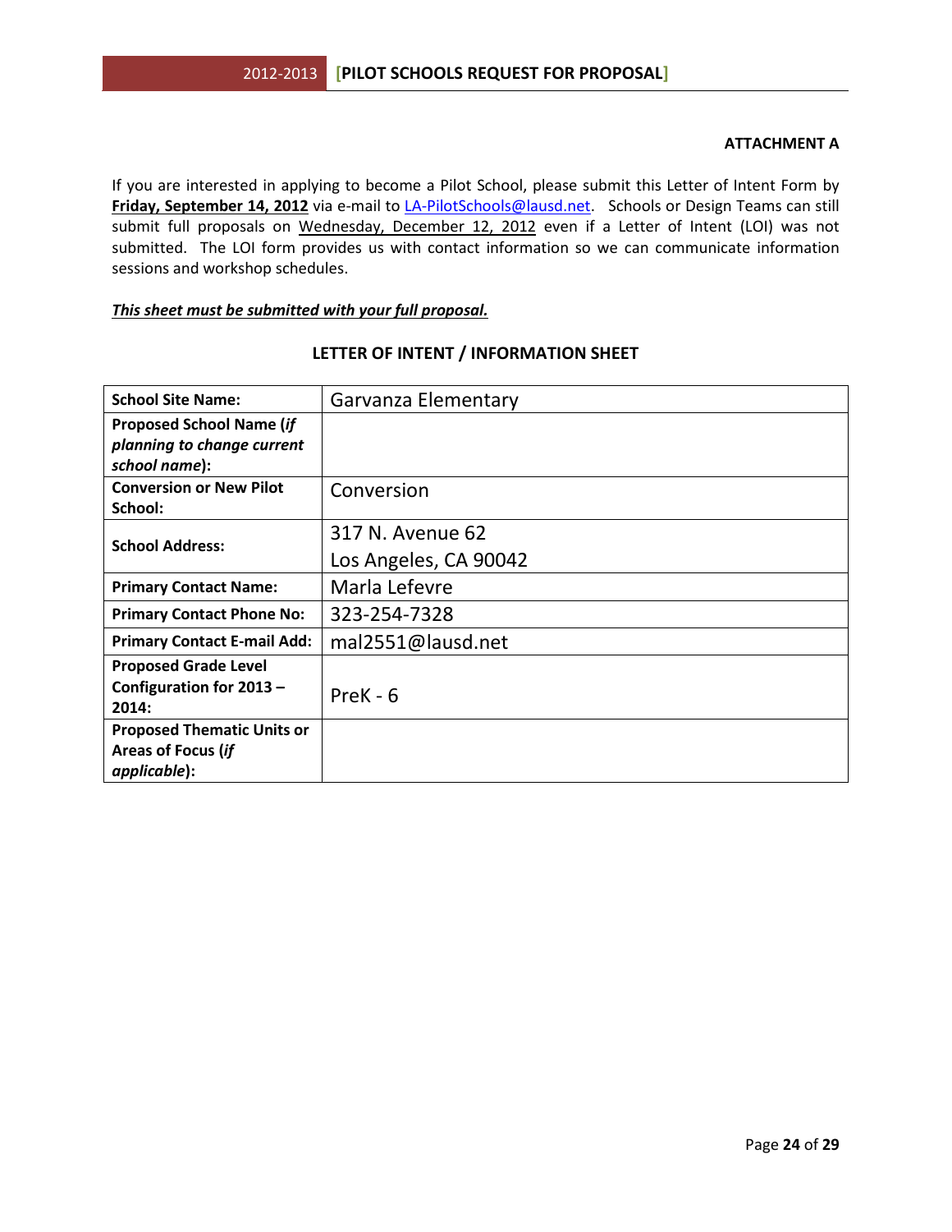**ATTACHMENT A**

If you are interested in applying to become a Pilot School, please submit this Letter of Intent Form by **Friday, September 14, 2012** via e-mail to LA-PilotSchools@lausd.net. Schools or Design Teams can still submit full proposals on Wednesday, December 12, 2012 even if a Letter of Intent (LOI) was not submitted. The LOI form provides us with contact information so we can communicate information sessions and workshop schedules.

***This sheet must be submitted with your full proposal.***

## LETTER OF INTENT / INFORMATION SHEET

| | |
|---|---|
| **School Site Name:** | Garvanza Elementary |
| **Proposed School Name (*if planning to change current school name*):** | |
| **Conversion or New Pilot School:** | Conversion |
| **School Address:** | 317 N. Avenue 62<br>Los Angeles, CA 90042 |
| **Primary Contact Name:** | Marla Lefevre |
| **Primary Contact Phone No:** | 323-254-7328 |
| **Primary Contact E-mail Add:** | mal2551@lausd.net |
| **Proposed Grade Level Configuration for 2013 – 2014:** | PreK - 6 |
| **Proposed Thematic Units or Areas of Focus (*if applicable*):** | |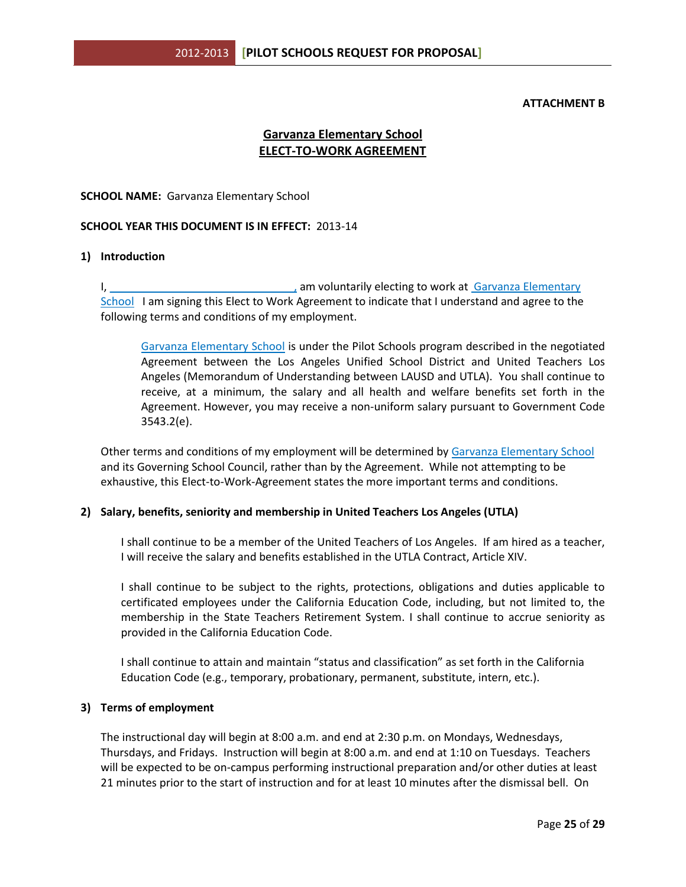**ATTACHMENT B**

## Garvanza Elementary School
## ELECT-TO-WORK AGREEMENT

**SCHOOL NAME:** Garvanza Elementary School

**SCHOOL YEAR THIS DOCUMENT IS IN EFFECT:** 2013-14

### 1) Introduction

I, ________________________________, am voluntarily electing to work at Garvanza Elementary School I am signing this Elect to Work Agreement to indicate that I understand and agree to the following terms and conditions of my employment.

> Garvanza Elementary School is under the Pilot Schools program described in the negotiated Agreement between the Los Angeles Unified School District and United Teachers Los Angeles (Memorandum of Understanding between LAUSD and UTLA). You shall continue to receive, at a minimum, the salary and all health and welfare benefits set forth in the Agreement. However, you may receive a non-uniform salary pursuant to Government Code 3543.2(e).

Other terms and conditions of my employment will be determined by Garvanza Elementary School and its Governing School Council, rather than by the Agreement. While not attempting to be exhaustive, this Elect-to-Work-Agreement states the more important terms and conditions.

### 2) Salary, benefits, seniority and membership in United Teachers Los Angeles (UTLA)

I shall continue to be a member of the United Teachers of Los Angeles. If am hired as a teacher, I will receive the salary and benefits established in the UTLA Contract, Article XIV.

I shall continue to be subject to the rights, protections, obligations and duties applicable to certificated employees under the California Education Code, including, but not limited to, the membership in the State Teachers Retirement System. I shall continue to accrue seniority as provided in the California Education Code.

I shall continue to attain and maintain "status and classification" as set forth in the California Education Code (e.g., temporary, probationary, permanent, substitute, intern, etc.).

### 3) Terms of employment

The instructional day will begin at 8:00 a.m. and end at 2:30 p.m. on Mondays, Wednesdays, Thursdays, and Fridays. Instruction will begin at 8:00 a.m. and end at 1:10 on Tuesdays. Teachers will be expected to be on-campus performing instructional preparation and/or other duties at least 21 minutes prior to the start of instruction and for at least 10 minutes after the dismissal bell. On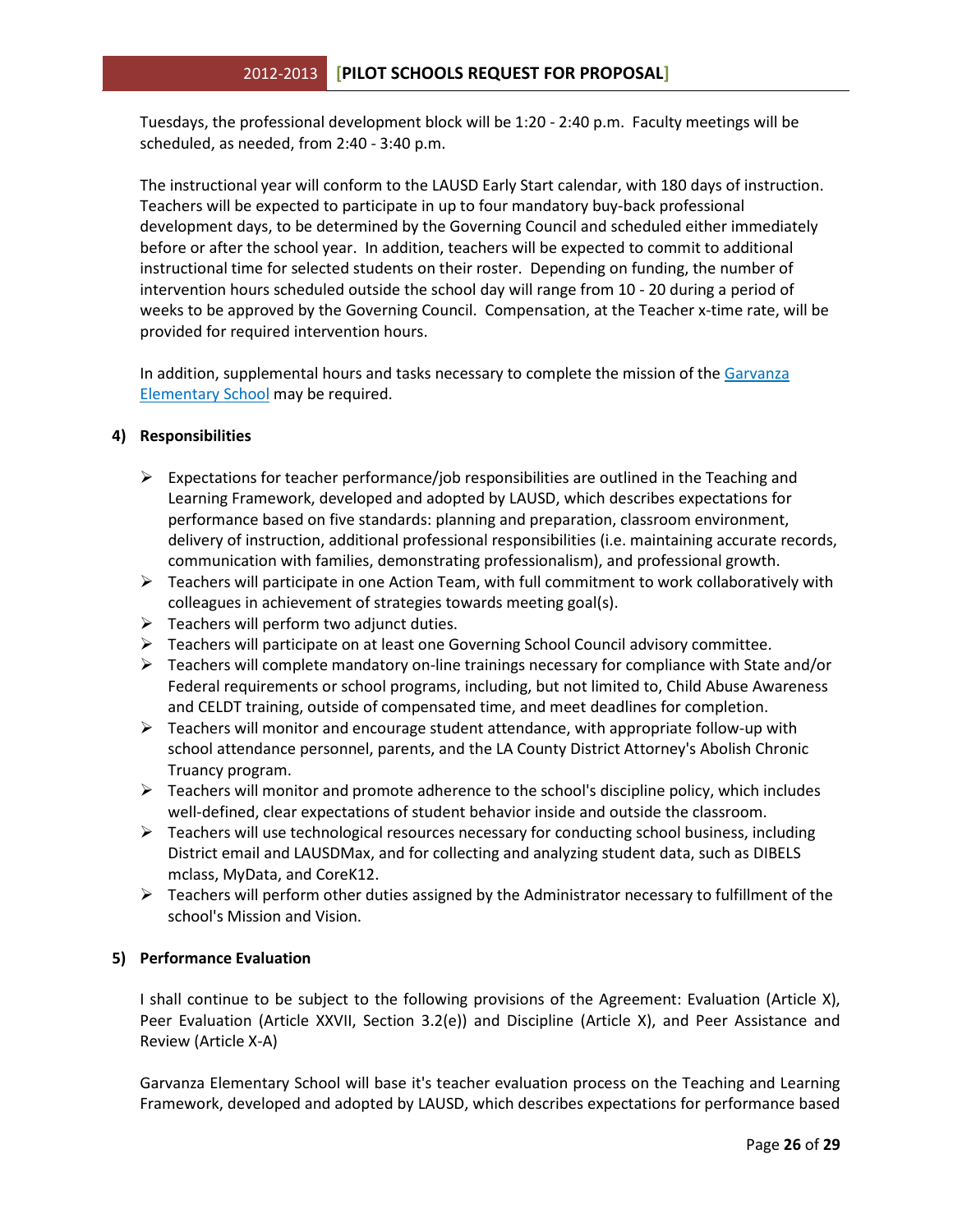Tuesdays, the professional development block will be 1:20 - 2:40 p.m. Faculty meetings will be scheduled, as needed, from 2:40 - 3:40 p.m.

The instructional year will conform to the LAUSD Early Start calendar, with 180 days of instruction. Teachers will be expected to participate in up to four mandatory buy-back professional development days, to be determined by the Governing Council and scheduled either immediately before or after the school year. In addition, teachers will be expected to commit to additional instructional time for selected students on their roster. Depending on funding, the number of intervention hours scheduled outside the school day will range from 10 - 20 during a period of weeks to be approved by the Governing Council. Compensation, at the Teacher x-time rate, will be provided for required intervention hours.

In addition, supplemental hours and tasks necessary to complete the mission of the Garvanza Elementary School may be required.

**4) Responsibilities**

- Expectations for teacher performance/job responsibilities are outlined in the Teaching and Learning Framework, developed and adopted by LAUSD, which describes expectations for performance based on five standards: planning and preparation, classroom environment, delivery of instruction, additional professional responsibilities (i.e. maintaining accurate records, communication with families, demonstrating professionalism), and professional growth.
- Teachers will participate in one Action Team, with full commitment to work collaboratively with colleagues in achievement of strategies towards meeting goal(s).
- Teachers will perform two adjunct duties.
- Teachers will participate on at least one Governing School Council advisory committee.
- Teachers will complete mandatory on-line trainings necessary for compliance with State and/or Federal requirements or school programs, including, but not limited to, Child Abuse Awareness and CELDT training, outside of compensated time, and meet deadlines for completion.
- Teachers will monitor and encourage student attendance, with appropriate follow-up with school attendance personnel, parents, and the LA County District Attorney's Abolish Chronic Truancy program.
- Teachers will monitor and promote adherence to the school's discipline policy, which includes well-defined, clear expectations of student behavior inside and outside the classroom.
- Teachers will use technological resources necessary for conducting school business, including District email and LAUSDMax, and for collecting and analyzing student data, such as DIBELS mclass, MyData, and CoreK12.
- Teachers will perform other duties assigned by the Administrator necessary to fulfillment of the school's Mission and Vision.

**5) Performance Evaluation**

I shall continue to be subject to the following provisions of the Agreement: Evaluation (Article X), Peer Evaluation (Article XXVII, Section 3.2(e)) and Discipline (Article X), and Peer Assistance and Review (Article X-A)

Garvanza Elementary School will base it's teacher evaluation process on the Teaching and Learning Framework, developed and adopted by LAUSD, which describes expectations for performance based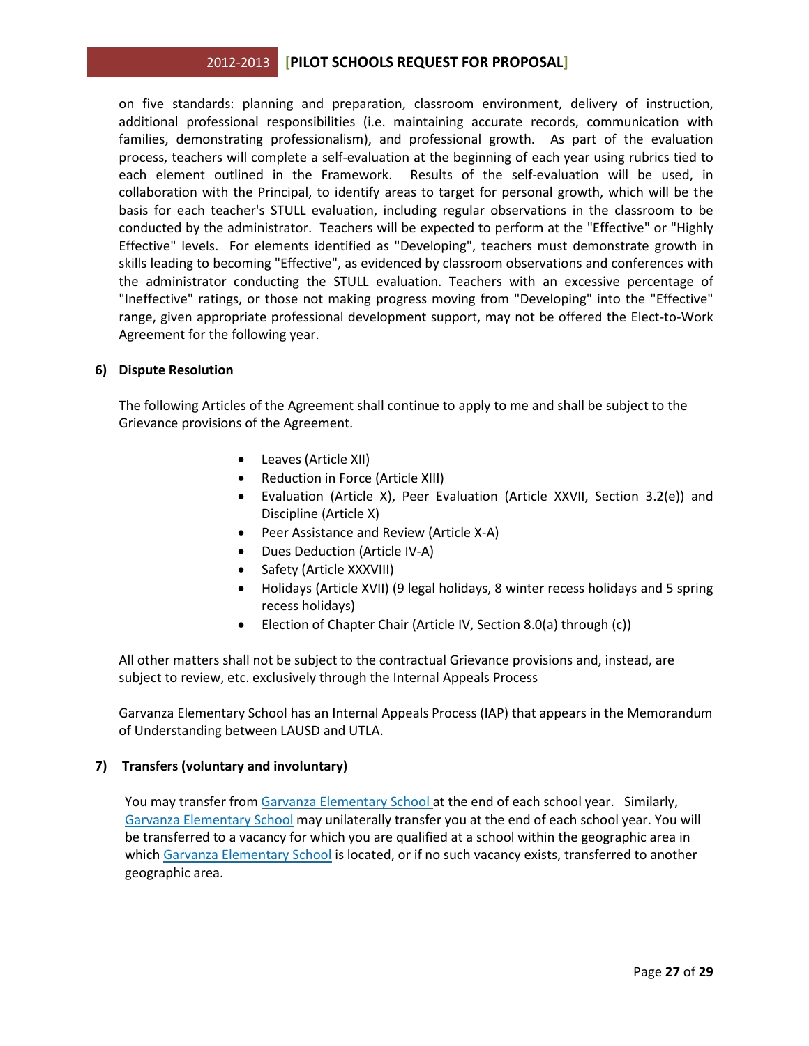on five standards: planning and preparation, classroom environment, delivery of instruction, additional professional responsibilities (i.e. maintaining accurate records, communication with families, demonstrating professionalism), and professional growth. As part of the evaluation process, teachers will complete a self-evaluation at the beginning of each year using rubrics tied to each element outlined in the Framework. Results of the self-evaluation will be used, in collaboration with the Principal, to identify areas to target for personal growth, which will be the basis for each teacher's STULL evaluation, including regular observations in the classroom to be conducted by the administrator. Teachers will be expected to perform at the "Effective" or "Highly Effective" levels. For elements identified as "Developing", teachers must demonstrate growth in skills leading to becoming "Effective", as evidenced by classroom observations and conferences with the administrator conducting the STULL evaluation. Teachers with an excessive percentage of "Ineffective" ratings, or those not making progress moving from "Developing" into the "Effective" range, given appropriate professional development support, may not be offered the Elect-to-Work Agreement for the following year.

**6) Dispute Resolution**

The following Articles of the Agreement shall continue to apply to me and shall be subject to the Grievance provisions of the Agreement.

- Leaves (Article XII)
- Reduction in Force (Article XIII)
- Evaluation (Article X), Peer Evaluation (Article XXVII, Section 3.2(e)) and Discipline (Article X)
- Peer Assistance and Review (Article X-A)
- Dues Deduction (Article IV-A)
- Safety (Article XXXVIII)
- Holidays (Article XVII) (9 legal holidays, 8 winter recess holidays and 5 spring recess holidays)
- Election of Chapter Chair (Article IV, Section 8.0(a) through (c))

All other matters shall not be subject to the contractual Grievance provisions and, instead, are subject to review, etc. exclusively through the Internal Appeals Process

Garvanza Elementary School has an Internal Appeals Process (IAP) that appears in the Memorandum of Understanding between LAUSD and UTLA.

**7) Transfers (voluntary and involuntary)**

You may transfer from Garvanza Elementary School at the end of each school year. Similarly, Garvanza Elementary School may unilaterally transfer you at the end of each school year. You will be transferred to a vacancy for which you are qualified at a school within the geographic area in which Garvanza Elementary School is located, or if no such vacancy exists, transferred to another geographic area.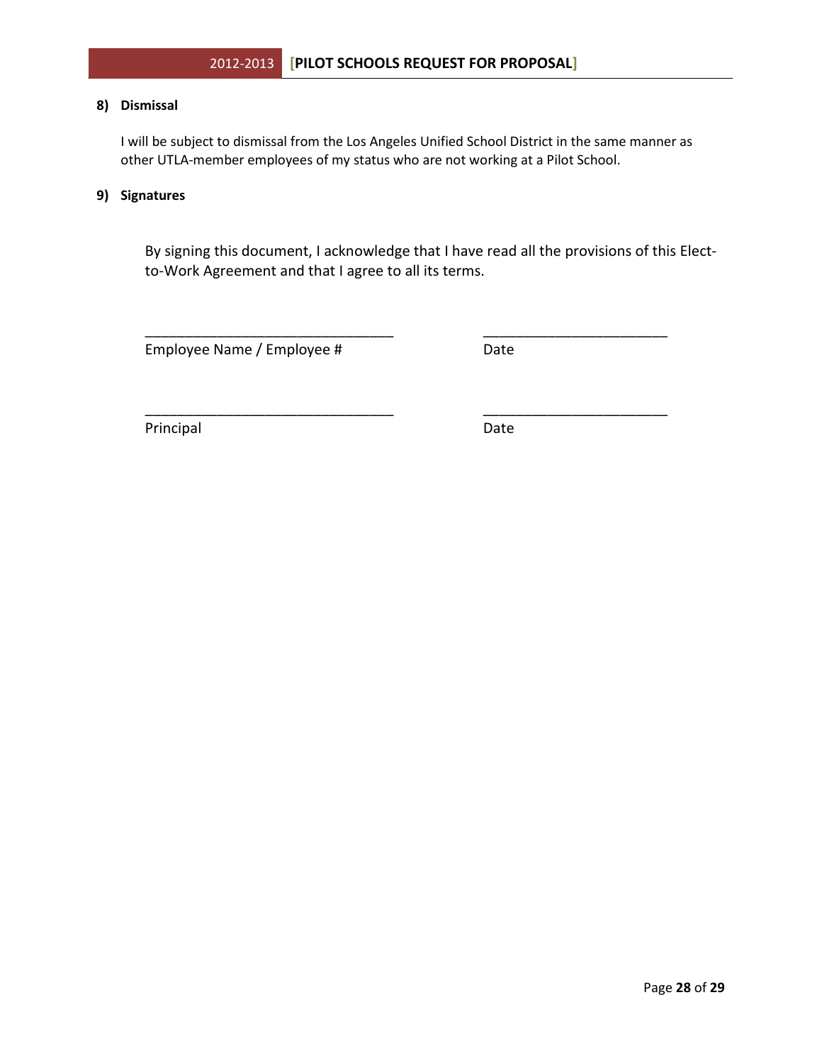**8) Dismissal**

I will be subject to dismissal from the Los Angeles Unified School District in the same manner as other UTLA-member employees of my status who are not working at a Pilot School.

**9) Signatures**

By signing this document, I acknowledge that I have read all the provisions of this Elect-to-Work Agreement and that I agree to all its terms.

______________________________ ______________________

Employee Name / Employee # Date

______________________________ ______________________

Principal Date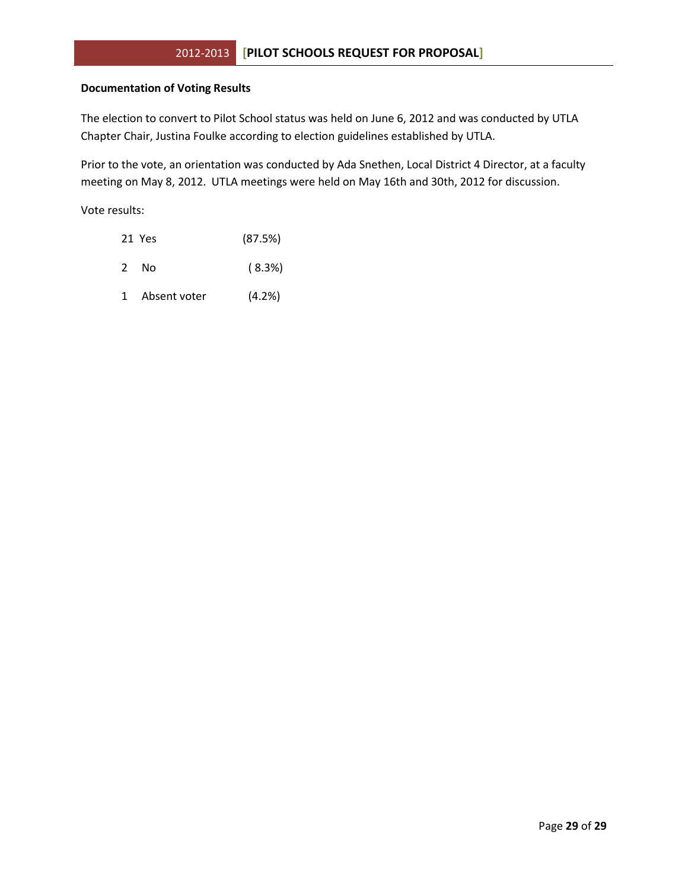**Documentation of Voting Results**

The election to convert to Pilot School status was held on June 6, 2012 and was conducted by UTLA Chapter Chair, Justina Foulke according to election guidelines established by UTLA.

Prior to the vote, an orientation was conducted by Ada Snethen, Local District 4 Director, at a faculty meeting on May 8, 2012. UTLA meetings were held on May 16th and 30th, 2012 for discussion.

Vote results:

| | | |
|---|---|---|
| 21 | Yes | (87.5%) |
| 2 | No | ( 8.3%) |
| 1 | Absent voter | (4.2%) |